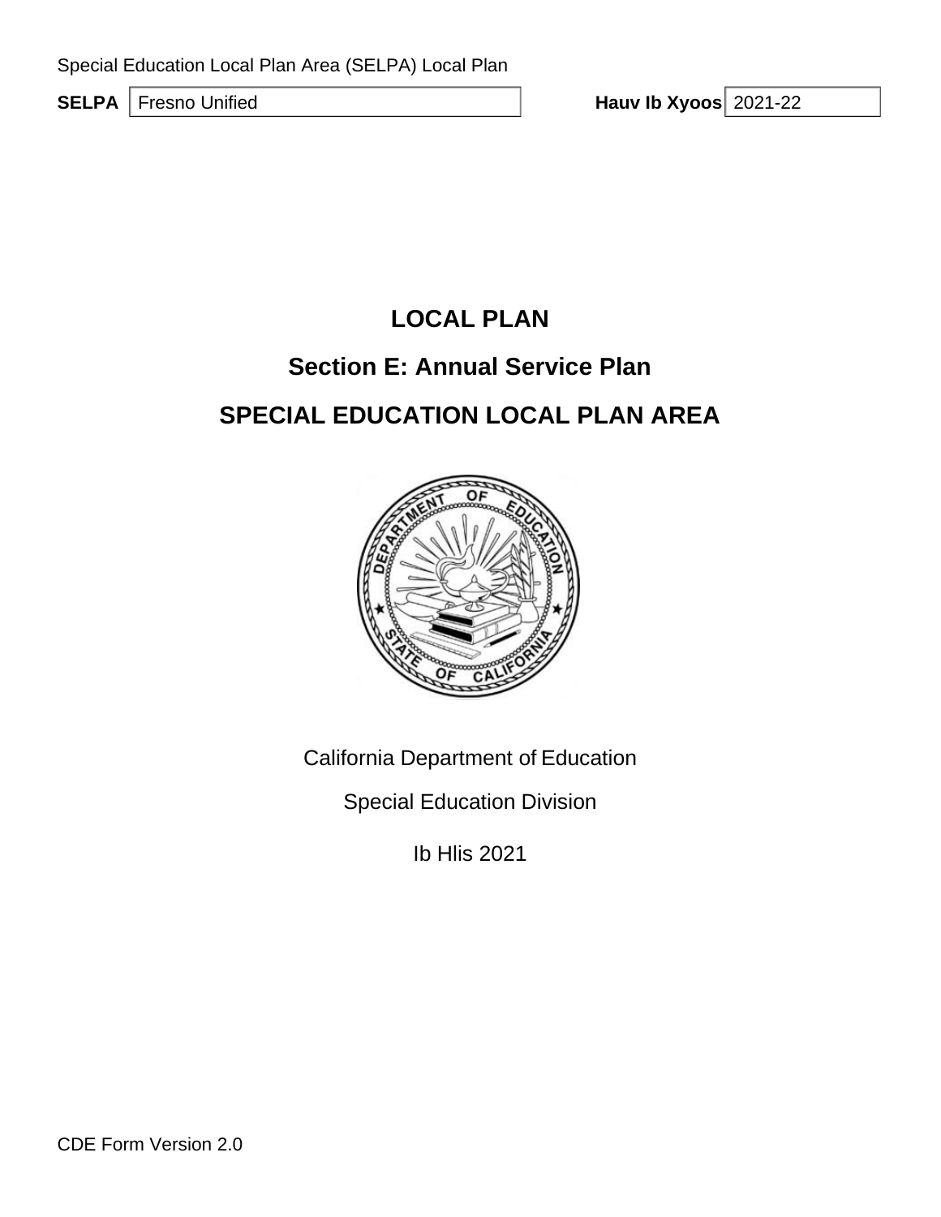Special Education Local Plan Area (SELPA) Local Plan

**SELPA** Fresno Unified **Hauv Ib Xyoos** 2021-22

# LOCAL PLAN

## Section E: Annual Service Plan

## SPECIAL EDUCATION LOCAL PLAN AREA

California Department of Education

Special Education Division

Ib Hlis 2021

CDE Form Version 2.0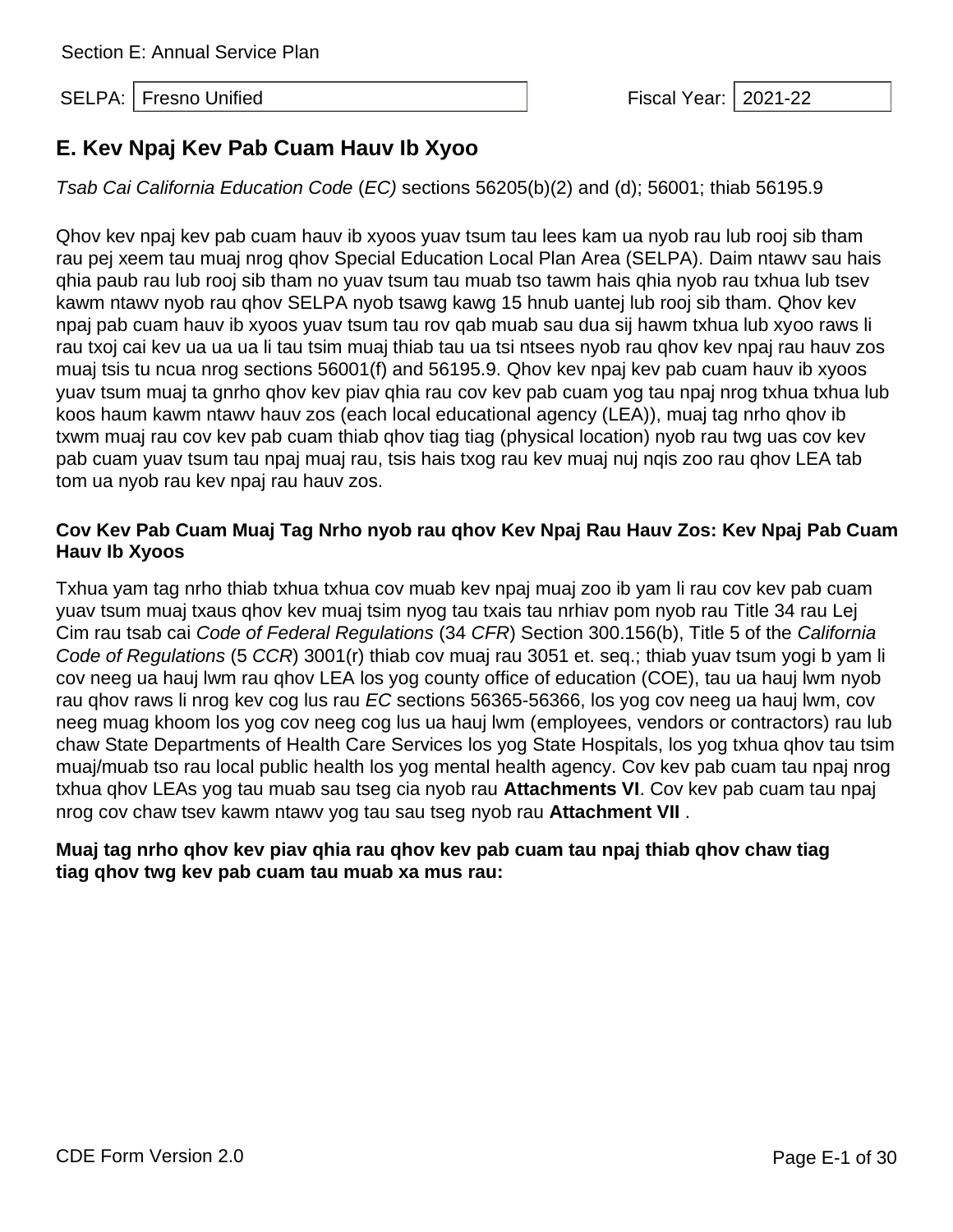Section E: Annual Service Plan

SELPA: Fresno Unified

Fiscal Year: 2021-22

## E. Kev Npaj Kev Pab Cuam Hauv Ib Xyoo

*Tsab Cai California Education Code* (*EC)* sections 56205(b)(2) and (d); 56001; thiab 56195.9

Qhov kev npaj kev pab cuam hauv ib xyoos yuav tsum tau lees kam ua nyob rau lub rooj sib tham rau pej xeem tau muaj nrog qhov Special Education Local Plan Area (SELPA). Daim ntawv sau hais qhia paub rau lub rooj sib tham no yuav tsum tau muab tso tawm hais qhia nyob rau txhua lub tsev kawm ntawv nyob rau qhov SELPA nyob tsawg kawg 15 hnub uantej lub rooj sib tham. Qhov kev npaj pab cuam hauv ib xyoos yuav tsum tau rov qab muab sau dua sij hawm txhua lub xyoo raws li rau txoj cai kev ua ua ua li tau tsim muaj thiab tau ua tsi ntsees nyob rau qhov kev npaj rau hauv zos muaj tsis tu ncua nrog sections 56001(f) and 56195.9. Qhov kev npaj kev pab cuam hauv ib xyoos yuav tsum muaj ta gnrho qhov kev piav qhia rau cov kev pab cuam yog tau npaj nrog txhua txhua lub koos haum kawm ntawv hauv zos (each local educational agency (LEA)), muaj tag nrho qhov ib txwm muaj rau cov kev pab cuam thiab qhov tiag tiag (physical location) nyob rau twg uas cov kev pab cuam yuav tsum tau npaj muaj rau, tsis hais txog rau kev muaj nuj nqis zoo rau qhov LEA tab tom ua nyob rau kev npaj rau hauv zos.

**Cov Kev Pab Cuam Muaj Tag Nrho nyob rau qhov Kev Npaj Rau Hauv Zos: Kev Npaj Pab Cuam Hauv Ib Xyoos**

Txhua yam tag nrho thiab txhua txhua cov muab kev npaj muaj zoo ib yam li rau cov kev pab cuam yuav tsum muaj txaus qhov kev muaj tsim nyog tau txais tau nrhiav pom nyob rau Title 34 rau Lej Cim rau tsab cai *Code of Federal Regulations* (34 *CFR*) Section 300.156(b), Title 5 of the *California Code of Regulations* (5 *CCR*) 3001(r) thiab cov muaj rau 3051 et. seq.; thiab yuav tsum yogi b yam li cov neeg ua hauj lwm rau qhov LEA los yog county office of education (COE), tau ua hauj lwm nyob rau qhov raws li nrog kev cog lus rau *EC* sections 56365-56366, los yog cov neeg ua hauj lwm, cov neeg muag khoom los yog cov neeg cog lus ua hauj lwm (employees, vendors or contractors) rau lub chaw State Departments of Health Care Services los yog State Hospitals, los yog txhua qhov tau tsim muaj/muab tso rau local public health los yog mental health agency. Cov kev pab cuam tau npaj nrog txhua qhov LEAs yog tau muab sau tseg cia nyob rau **Attachments VI**. Cov kev pab cuam tau npaj nrog cov chaw tsev kawm ntawv yog tau sau tseg nyob rau **Attachment VII** .

**Muaj tag nrho qhov kev piav qhia rau qhov kev pab cuam tau npaj thiab qhov chaw tiag tiag qhov twg kev pab cuam tau muab xa mus rau:**

CDE Form Version 2.0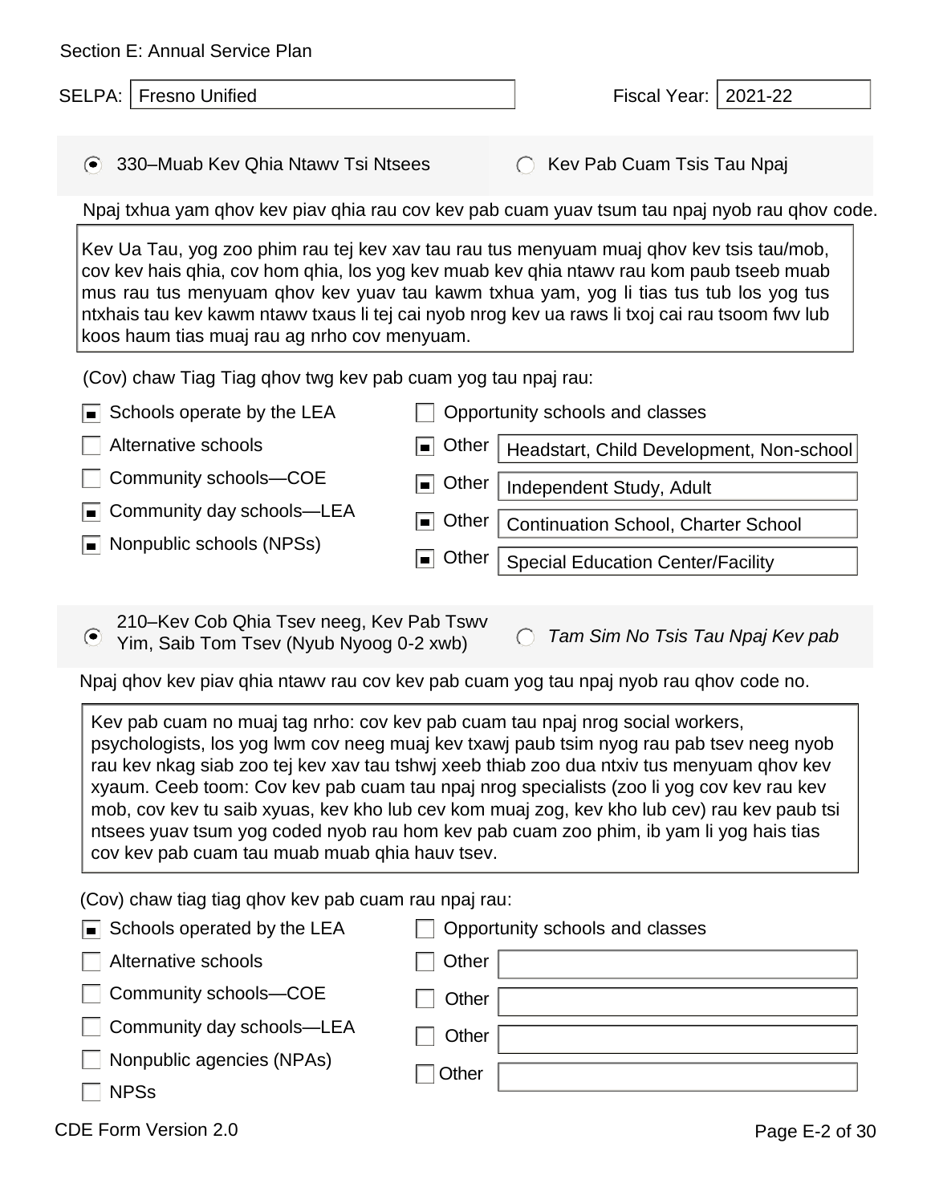Section E: Annual Service Plan

SELPA: Fresno Unified

Fiscal Year: 2021-22

- (●) 330–Muab Kev Qhia Ntawv Tsi Ntsees
- ( ) Kev Pab Cuam Tsis Tau Npaj

Npaj txhua yam qhov kev piav qhia rau cov kev pab cuam yuav tsum tau npaj nyob rau qhov code.

Kev Ua Tau, yog zoo phim rau tej kev xav tau rau tus menyuam muaj qhov kev tsis tau/mob, cov kev hais qhia, cov hom qhia, los yog kev muab kev qhia ntawv rau kom paub tseeb muab mus rau tus menyuam qhov kev yuav tau kawm txhua yam, yog li tias tus tub los yog tus ntxhais tau kev kawm ntawv txaus li tej cai nyob nrog kev ua raws li txoj cai rau tsoom fwv lub koos haum tias muaj rau ag nrho cov menyuam.

(Cov) chaw Tiag Tiag qhov twg kev pab cuam yog tau npaj rau:

- [x] Schools operate by the LEA
- [ ] Alternative schools
- [ ] Community schools—COE
- [x] Community day schools—LEA
- [x] Nonpublic schools (NPSs)
- [ ] Opportunity schools and classes
- [x] Other: Headstart, Child Development, Non-school
- [x] Other: Independent Study, Adult
- [x] Other: Continuation School, Charter School
- [x] Other: Special Education Center/Facility

- (●) 210–Kev Cob Qhia Tsev neeg, Kev Pab Tswv Yim, Saib Tom Tsev (Nyub Nyoog 0-2 xwb)
- ( ) *Tam Sim No Tsis Tau Npaj Kev pab*

Npaj qhov kev piav qhia ntawv rau cov kev pab cuam yog tau npaj nyob rau qhov code no.

Kev pab cuam no muaj tag nrho: cov kev pab cuam tau npaj nrog social workers, psychologists, los yog lwm cov neeg muaj kev txawj paub tsim nyog rau pab tsev neeg nyob rau kev nkag siab zoo tej kev xav tau tshwj xeeb thiab zoo dua ntxiv tus menyuam qhov kev xyaum. Ceeb toom: Cov kev pab cuam tau npaj nrog specialists (zoo li yog cov kev rau kev mob, cov kev tu saib xyuas, kev kho lub cev kom muaj zog, kev kho lub cev) rau kev paub tsi ntsees yuav tsum yog coded nyob rau hom kev pab cuam zoo phim, ib yam li yog hais tias cov kev pab cuam tau muab muab qhia hauv tsev.

(Cov) chaw tiag tiag qhov kev pab cuam rau npaj rau:

- [x] Schools operated by the LEA
- [ ] Alternative schools
- [ ] Community schools—COE
- [ ] Community day schools—LEA
- [ ] Nonpublic agencies (NPAs)
- [ ] NPSs
- [ ] Opportunity schools and classes
- [ ] Other:
- [ ] Other:
- [ ] Other:
- [ ] Other:

CDE Form Version 2.0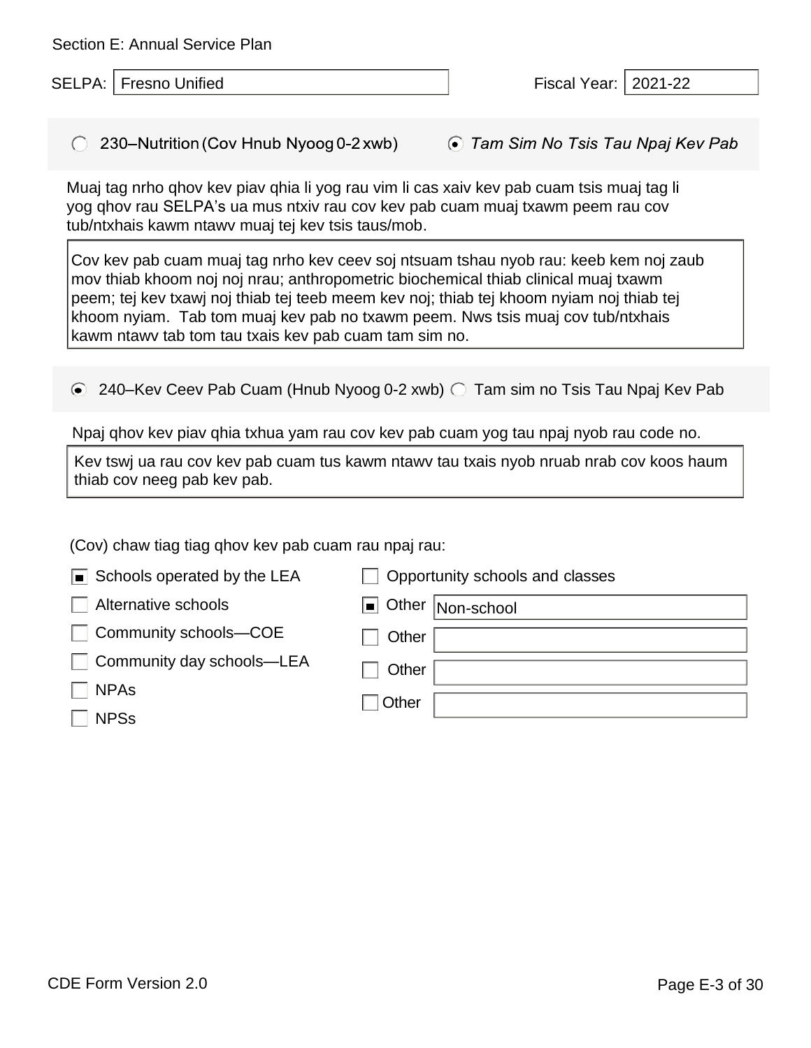Section E: Annual Service Plan

SELPA: Fresno Unified

Fiscal Year: 2021-22

○ 230–Nutrition (Cov Hnub Nyoog 0-2 xwb) ◉ *Tam Sim No Tsis Tau Npaj Kev Pab*

Muaj tag nrho qhov kev piav qhia li yog rau vim li cas xaiv kev pab cuam tsis muaj tag li yog qhov rau SELPA's ua mus ntxiv rau cov kev pab cuam muaj txawm peem rau cov tub/ntxhais kawm ntawv muaj tej kev tsis taus/mob.

Cov kev pab cuam muaj tag nrho kev ceev soj ntsuam tshau nyob rau: keeb kem noj zaub mov thiab khoom noj noj nrau; anthropometric biochemical thiab clinical muaj txawm peem; tej kev txawj noj thiab tej teeb meem kev noj; thiab tej khoom nyiam noj thiab tej khoom nyiam. Tab tom muaj kev pab no txawm peem. Nws tsis muaj cov tub/ntxhais kawm ntawv tab tom tau txais kev pab cuam tam sim no.

◉ 240–Kev Ceev Pab Cuam (Hnub Nyoog 0-2 xwb) ○ Tam sim no Tsis Tau Npaj Kev Pab

Npaj qhov kev piav qhia txhua yam rau cov kev pab cuam yog tau npaj nyob rau code no.

Kev tswj ua rau cov kev pab cuam tus kawm ntawv tau txais nyob nruab nrab cov koos haum thiab cov neeg pab kev pab.

(Cov) chaw tiag tiag qhov kev pab cuam rau npaj rau:

- [x] Schools operated by the LEA
- [ ] Alternative schools
- [ ] Community schools—COE
- [ ] Community day schools—LEA
- [ ] NPAs
- [ ] NPSs
- [ ] Opportunity schools and classes
- [x] Other: Non-school
- [ ] Other:
- [ ] Other:
- [ ] Other:

CDE Form Version 2.0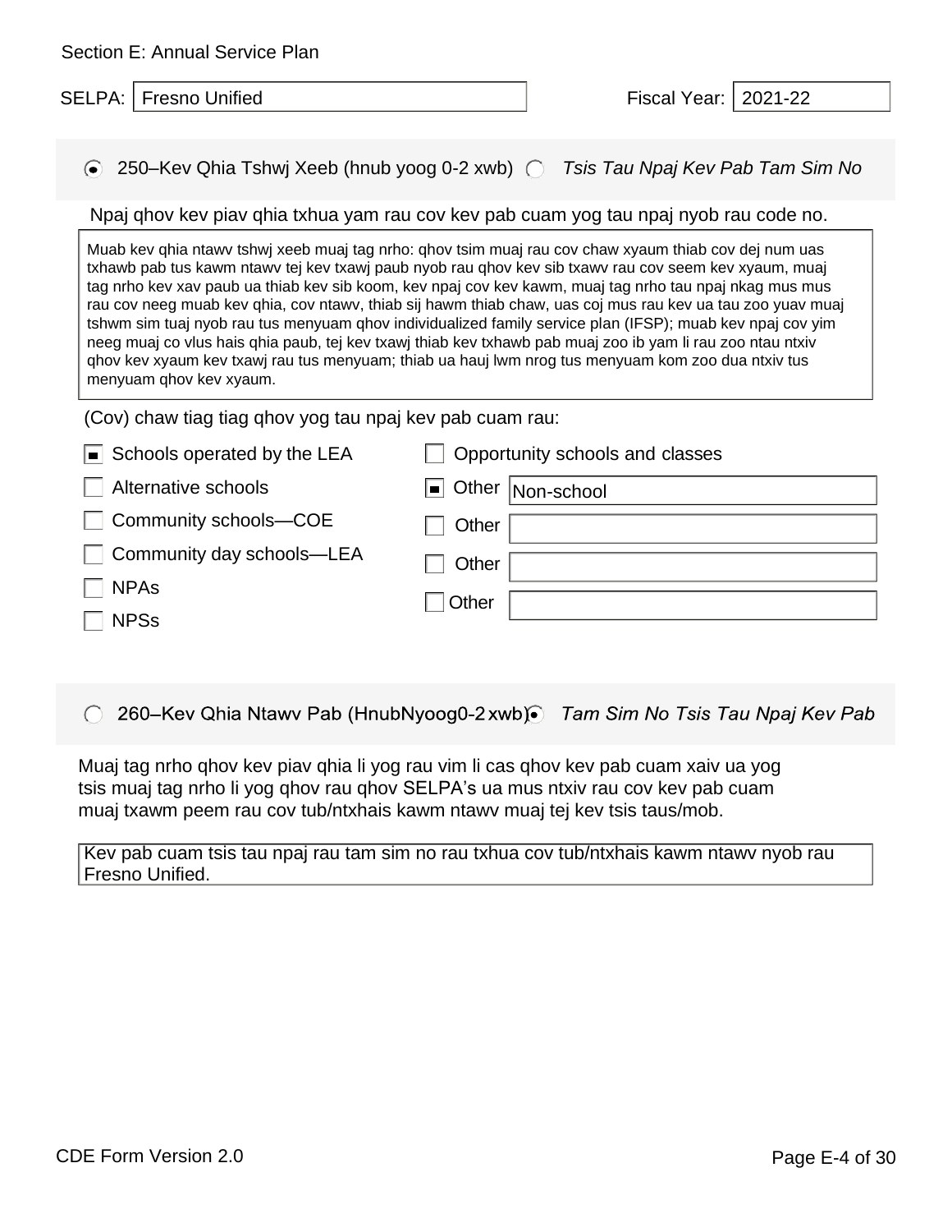Section E: Annual Service Plan

SELPA: Fresno Unified

Fiscal Year: 2021-22

(•) 250–Kev Qhia Tshwj Xeeb (hnub yoog 0-2 xwb) ( ) *Tsis Tau Npaj Kev Pab Tam Sim No*

Npaj qhov kev piav qhia txhua yam rau cov kev pab cuam yog tau npaj nyob rau code no.

Muab kev qhia ntawv tshwj xeeb muaj tag nrho: qhov tsim muaj rau cov chaw xyaum thiab cov dej num uas txhawb pab tus kawm ntawv tej kev txawj paub nyob rau qhov kev sib txawv rau cov seem kev xyaum, muaj tag nrho kev xav paub ua thiab kev sib koom, kev npaj cov kev kawm, muaj tag nrho tau npaj nkag mus mus rau cov neeg muab kev qhia, cov ntawv, thiab sij hawm thiab chaw, uas coj mus rau kev ua tau zoo yuav muaj tshwm sim tuaj nyob rau tus menyuam qhov individualized family service plan (IFSP); muab kev npaj cov yim neeg muaj co vlus hais qhia paub, tej kev txawj thiab kev txhawb pab muaj zoo ib yam li rau zoo ntau ntxiv qhov kev xyaum kev txawj rau tus menyuam; thiab ua hauj lwm nrog tus menyuam kom zoo dua ntxiv tus menyuam qhov kev xyaum.

(Cov) chaw tiag tiag qhov yog tau npaj kev pab cuam rau:

- [x] Schools operated by the LEA
- [ ] Alternative schools
- [ ] Community schools—COE
- [ ] Community day schools—LEA
- [ ] NPAs
- [ ] NPSs
- [ ] Opportunity schools and classes
- [x] Other: Non-school
- [ ] Other:
- [ ] Other:
- [ ] Other:

( ) 260–Kev Qhia Ntawv Pab (HnubNyoog0-2 xwb) (•) *Tam Sim No Tsis Tau Npaj Kev Pab*

Muaj tag nrho qhov kev piav qhia li yog rau vim li cas qhov kev pab cuam xaiv ua yog tsis muaj tag nrho li yog qhov rau qhov SELPA's ua mus ntxiv rau cov kev pab cuam muaj txawm peem rau cov tub/ntxhais kawm ntawv muaj tej kev tsis taus/mob.

Kev pab cuam tsis tau npaj rau tam sim no rau txhua cov tub/ntxhais kawm ntawv nyob rau Fresno Unified.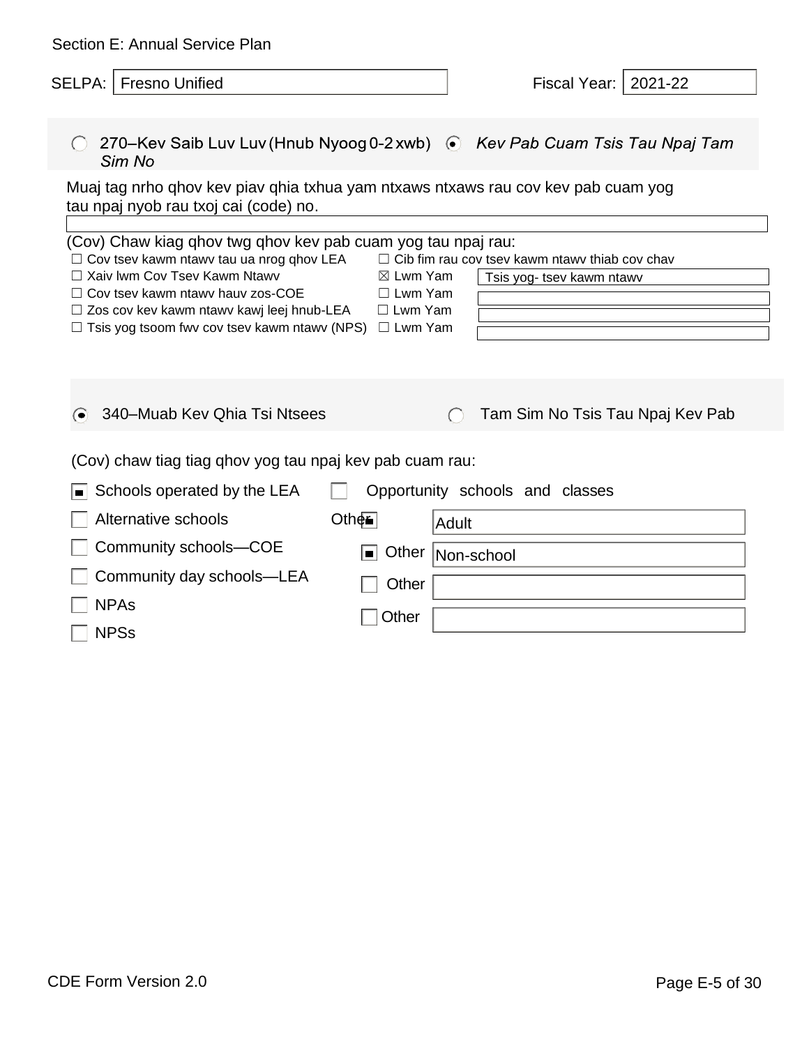Section E: Annual Service Plan

SELPA: Fresno Unified

Fiscal Year: 2021-22

○ 270–Kev Saib Luv Luv (Hnub Nyoog 0-2 xwb) ◉ *Kev Pab Cuam Tsis Tau Npaj Tam Sim No*

Muaj tag nrho qhov kev piav qhia txhua yam ntxaws ntxaws rau cov kev pab cuam yog tau npaj nyob rau txoj cai (code) no.

(Cov) Chaw kiag qhov twg qhov kev pab cuam yog tau npaj rau:

- ☐ Cov tsev kawm ntawv tau ua nrog qhov LEA
- ☐ Xaiv lwm Cov Tsev Kawm Ntawv
- ☐ Cov tsev kawm ntawv hauv zos-COE
- ☐ Zos cov kev kawm ntawv kawj leej hnub-LEA
- ☐ Tsis yog tsoom fwv cov tsev kawm ntawv (NPS)
- ☐ Cib fim rau cov tsev kawm ntawv thiab cov chav
- ☒ Lwm Yam: Tsis yog- tsev kawm ntawv
- ☐ Lwm Yam:
- ☐ Lwm Yam:
- ☐ Lwm Yam:

◉ 340–Muab Kev Qhia Tsi Ntsees ○ Tam Sim No Tsis Tau Npaj Kev Pab

(Cov) chaw tiag tiag qhov yog tau npaj kev pab cuam rau:

- ☒ Schools operated by the LEA
- ☐ Alternative schools
- ☐ Community schools—COE
- ☐ Community day schools—LEA
- ☐ NPAs
- ☐ NPSs
- ☐ Opportunity schools and classes
- ☒ Other: Adult
- ☒ Other: Non-school
- ☐ Other:
- ☐ Other: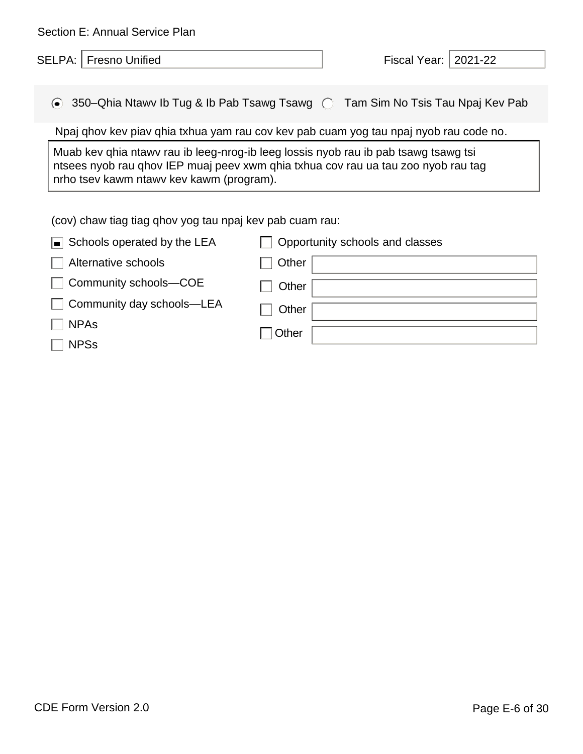Section E: Annual Service Plan

SELPA: Fresno Unified

Fiscal Year: 2021-22

(•) 350–Qhia Ntawv Ib Tug & Ib Pab Tsawg Tsawg ( ) Tam Sim No Tsis Tau Npaj Kev Pab

Npaj qhov kev piav qhia txhua yam rau cov kev pab cuam yog tau npaj nyob rau code no.

Muab kev qhia ntawv rau ib leeg-nrog-ib leeg lossis nyob rau ib pab tsawg tsawg tsi ntsees nyob rau qhov IEP muaj peev xwm qhia txhua cov rau ua tau zoo nyob rau tag nrho tsev kawm ntawv kev kawm (program).

(cov) chaw tiag tiag qhov yog tau npaj kev pab cuam rau:

- [x] Schools operated by the LEA
- [ ] Alternative schools
- [ ] Community schools—COE
- [ ] Community day schools—LEA
- [ ] NPAs
- [ ] NPSs
- [ ] Opportunity schools and classes
- [ ] Other
- [ ] Other
- [ ] Other
- [ ] Other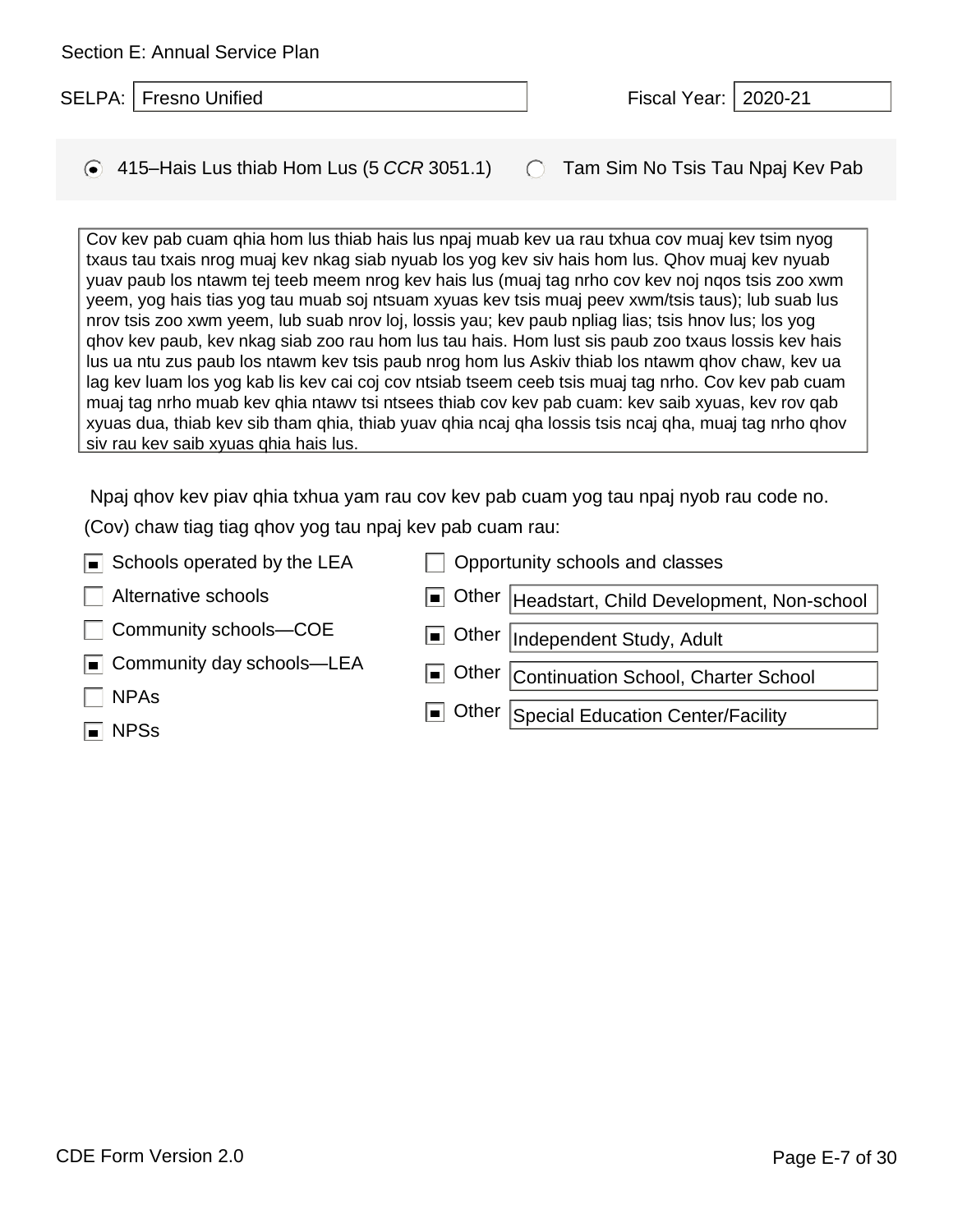Section E: Annual Service Plan

SELPA: Fresno Unified

Fiscal Year: 2020-21

(●) 415–Hais Lus thiab Hom Lus (5 *CCR* 3051.1)  ( ) Tam Sim No Tsis Tau Npaj Kev Pab

Cov kev pab cuam qhia hom lus thiab hais lus npaj muab kev ua rau txhua cov muaj kev tsim nyog txaus tau txais nrog muaj kev nkag siab nyuab los yog kev siv hais hom lus. Qhov muaj kev nyuab yuav paub los ntawm tej teeb meem nrog kev hais lus (muaj tag nrho cov kev noj nqos tsis zoo xwm yeem, yog hais tias yog tau muab soj ntsuam xyuas kev tsis muaj peev xwm/tsis taus); lub suab lus nrov tsis zoo xwm yeem, lub suab nrov loj, lossis yau; kev paub npliag lias; tsis hnov lus; los yog qhov kev paub, kev nkag siab zoo rau hom lus tau hais. Hom lust sis paub zoo txaus lossis kev hais lus ua ntu zus paub los ntawm kev tsis paub nrog hom lus Askiv thiab los ntawm qhov chaw, kev ua lag kev luam los yog kab lis kev cai coj cov ntsiab tseem ceeb tsis muaj tag nrho. Cov kev pab cuam muaj tag nrho muab kev qhia ntawv tsi ntsees thiab cov kev pab cuam: kev saib xyuas, kev rov qab xyuas dua, thiab kev sib tham qhia, thiab yuav qhia ncaj qha lossis tsis ncaj qha, muaj tag nrho qhov siv rau kev saib xyuas qhia hais lus.

Npaj qhov kev piav qhia txhua yam rau cov kev pab cuam yog tau npaj nyob rau code no.

(Cov) chaw tiag tiag qhov yog tau npaj kev pab cuam rau:

- [x] Schools operated by the LEA
- [ ] Alternative schools
- [ ] Community schools—COE
- [x] Community day schools—LEA
- [ ] NPAs
- [x] NPSs
- [ ] Opportunity schools and classes
- [x] Other: Headstart, Child Development, Non-school
- [x] Other: Independent Study, Adult
- [x] Other: Continuation School, Charter School
- [x] Other: Special Education Center/Facility

CDE Form Version 2.0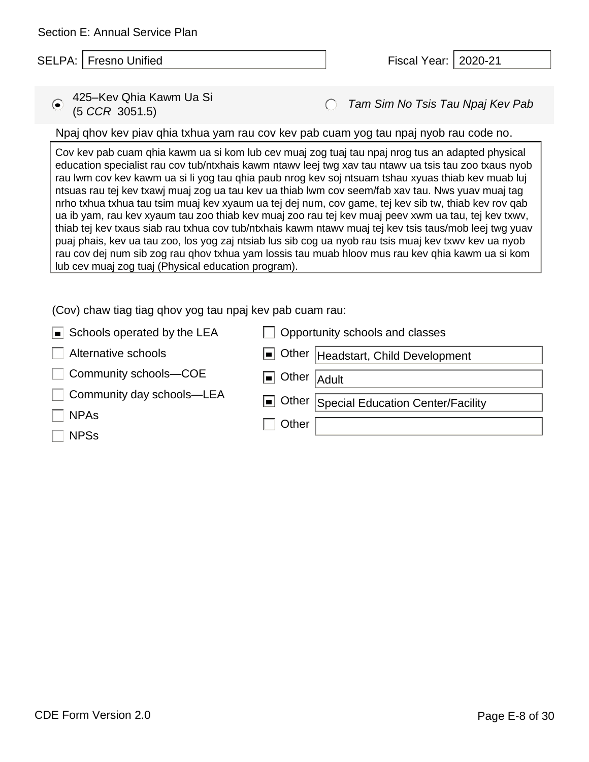Section E: Annual Service Plan

SELPA: Fresno Unified

Fiscal Year: 2020-21

- [x] 425–Kev Qhia Kawm Ua Si (5 *CCR* 3051.5)
- [ ] *Tam Sim No Tsis Tau Npaj Kev Pab*

Npaj qhov kev piav qhia txhua yam rau cov kev pab cuam yog tau npaj nyob rau code no.

Cov kev pab cuam qhia kawm ua si kom lub cev muaj zog tuaj tau npaj nrog tus an adapted physical education specialist rau cov tub/ntxhais kawm ntawv leej twg xav tau ntawv ua tsis tau zoo txaus nyob rau lwm cov kev kawm ua si li yog tau qhia paub nrog kev soj ntsuam tshau xyuas thiab kev muab luj ntsuas rau tej kev txawj muaj zog ua tau kev ua thiab lwm cov seem/fab xav tau. Nws yuav muaj tag nrho txhua txhua tau tsim muaj kev xyaum ua tej dej num, cov game, tej kev sib tw, thiab kev rov qab ua ib yam, rau kev xyaum tau zoo thiab kev muaj zoo rau tej kev muaj peev xwm ua tau, tej kev txwv, thiab tej kev txaus siab rau txhua cov tub/ntxhais kawm ntawv muaj tej kev tsis taus/mob leej twg yuav puaj phais, kev ua tau zoo, los yog zaj ntsiab lus sib cog ua nyob rau tsis muaj kev txwv kev ua nyob rau cov dej num sib zog rau qhov txhua yam lossis tau muab hloov mus rau kev qhia kawm ua si kom lub cev muaj zog tuaj (Physical education program).

(Cov) chaw tiag tiag qhov yog tau npaj kev pab cuam rau:

- [x] Schools operated by the LEA
- [ ] Alternative schools
- [ ] Community schools—COE
- [ ] Community day schools—LEA
- [ ] NPAs
- [ ] NPSs
- [ ] Opportunity schools and classes
- [x] Other: Headstart, Child Development
- [x] Other: Adult
- [x] Other: Special Education Center/Facility
- [ ] Other: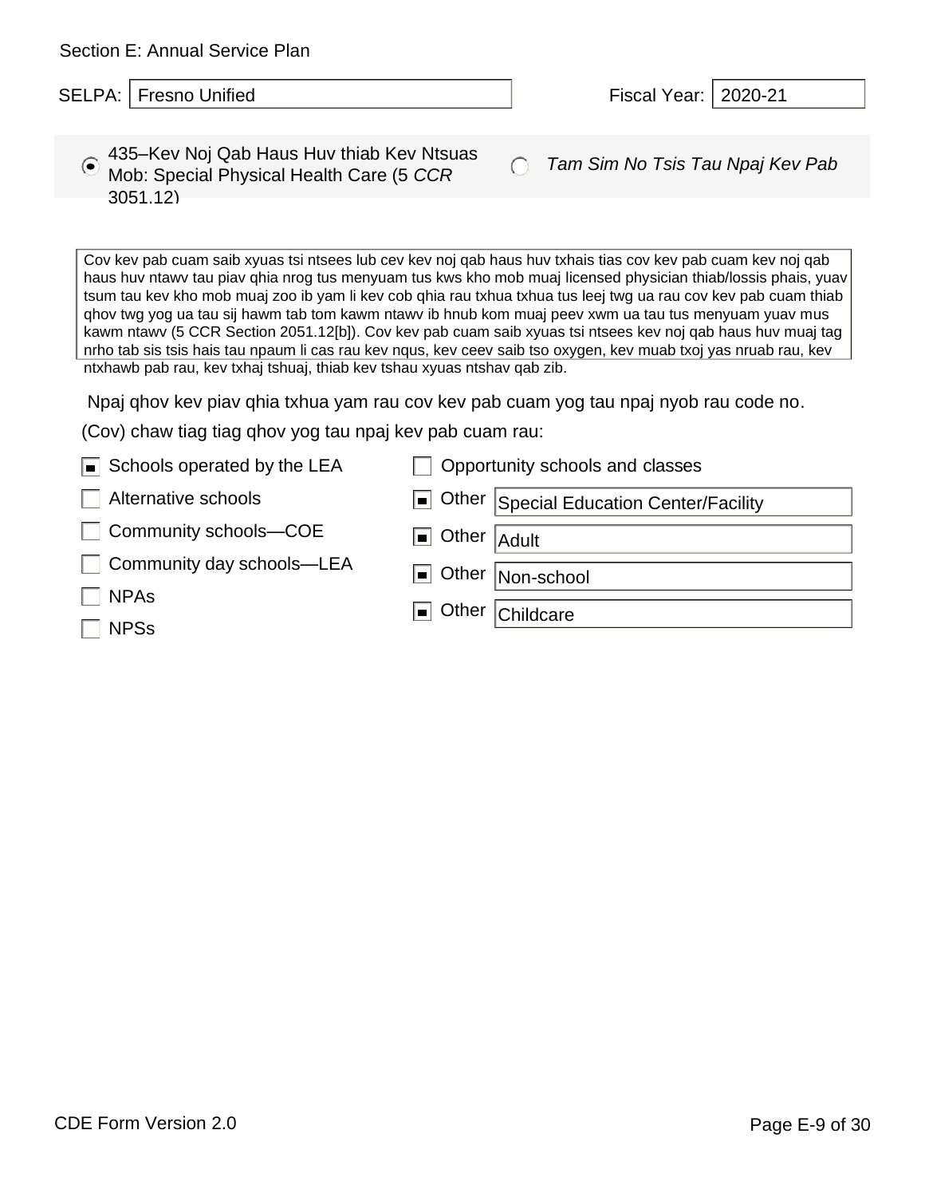Section E: Annual Service Plan

SELPA: Fresno Unified

Fiscal Year: 2020-21

◉ 435–Kev Noj Qab Haus Huv thiab Kev Ntsuas Mob: Special Physical Health Care (5 *CCR* 3051.12)

○ *Tam Sim No Tsis Tau Npaj Kev Pab*

Cov kev pab cuam saib xyuas tsi ntsees lub cev kev noj qab haus huv txhais tias cov kev pab cuam kev noj qab haus huv ntawv tau piav qhia nrog tus menyuam tus kws kho mob muaj licensed physician thiab/lossis phais, yuav tsum tau kev kho mob muaj zoo ib yam li kev cob qhia rau txhua txhua tus leej twg ua rau cov kev pab cuam thiab qhov twg yog ua tau sij hawm tab tom kawm ntawv ib hnub kom muaj peev xwm ua tau tus menyuam yuav mus kawm ntawv (5 CCR Section 2051.12[b]). Cov kev pab cuam saib xyuas tsi ntsees kev noj qab haus huv muaj tag nrho tab sis tsis hais tau npaum li cas rau kev nqus, kev ceev saib tso oxygen, kev muab txoj yas nruab rau, kev ntxhawb pab rau, kev txhaj tshuaj, thiab kev tshau xyuas ntshav qab zib.

Npaj qhov kev piav qhia txhua yam rau cov kev pab cuam yog tau npaj nyob rau code no.

(Cov) chaw tiag tiag qhov yog tau npaj kev pab cuam rau:

- [x] Schools operated by the LEA
- [ ] Alternative schools
- [ ] Community schools—COE
- [ ] Community day schools—LEA
- [ ] NPAs
- [ ] NPSs
- [ ] Opportunity schools and classes
- [x] Other: Special Education Center/Facility
- [x] Other: Adult
- [x] Other: Non-school
- [x] Other: Childcare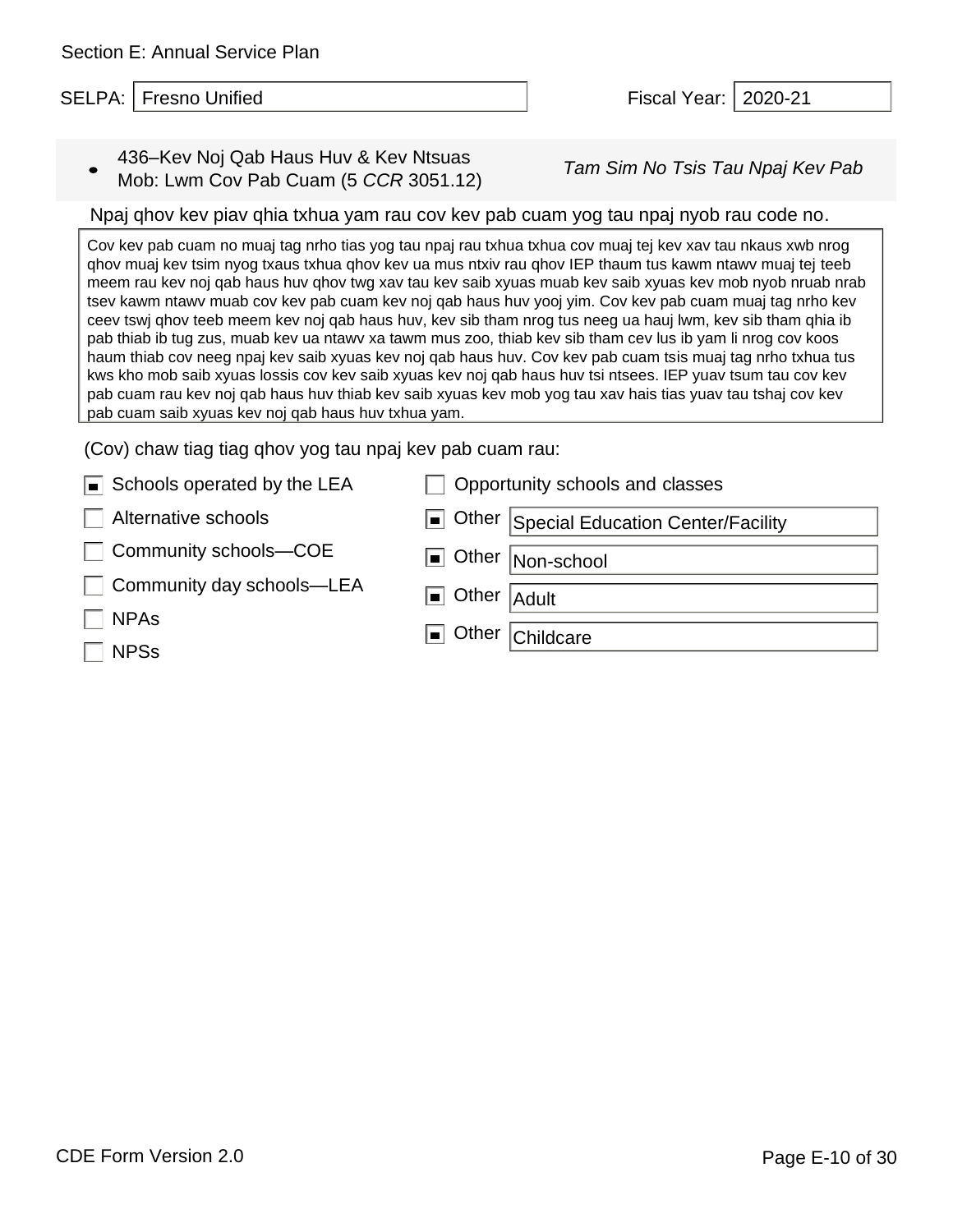Section E: Annual Service Plan

SELPA: Fresno Unified

Fiscal Year: 2020-21

- 436–Kev Noj Qab Haus Huv & Kev Ntsuas Mob: Lwm Cov Pab Cuam (5 *CCR* 3051.12)

*Tam Sim No Tsis Tau Npaj Kev Pab*

Npaj qhov kev piav qhia txhua yam rau cov kev pab cuam yog tau npaj nyob rau code no.

Cov kev pab cuam no muaj tag nrho tias yog tau npaj rau txhua txhua cov muaj tej kev xav tau nkaus xwb nrog qhov muaj kev tsim nyog txaus txhua qhov kev ua mus ntxiv rau qhov IEP thaum tus kawm ntawv muaj tej teeb meem rau kev noj qab haus huv qhov twg xav tau kev saib xyuas muab kev saib xyuas kev mob nyob nruab nrab tsev kawm ntawv muab cov kev pab cuam kev noj qab haus huv yooj yim. Cov kev pab cuam muaj tag nrho kev ceev tswj qhov teeb meem kev noj qab haus huv, kev sib tham nrog tus neeg ua hauj lwm, kev sib tham qhia ib pab thiab ib tug zus, muab kev ua ntawv xa tawm mus zoo, thiab kev sib tham cev lus ib yam li nrog cov koos haum thiab cov neeg npaj kev saib xyuas kev noj qab haus huv. Cov kev pab cuam tsis muaj tag nrho txhua tus kws kho mob saib xyuas lossis cov kev saib xyuas kev noj qab haus huv tsi ntsees. IEP yuav tsum tau cov kev pab cuam rau kev noj qab haus huv thiab kev saib xyuas kev mob yog tau xav hais tias yuav tau tshaj cov kev pab cuam saib xyuas kev noj qab haus huv txhua yam.

(Cov) chaw tiag tiag qhov yog tau npaj kev pab cuam rau:

- [x] Schools operated by the LEA
- [ ] Alternative schools
- [ ] Community schools—COE
- [ ] Community day schools—LEA
- [ ] NPAs
- [ ] NPSs
- [ ] Opportunity schools and classes
- [x] Other: Special Education Center/Facility
- [x] Other: Non-school
- [x] Other: Adult
- [x] Other: Childcare

CDE Form Version 2.0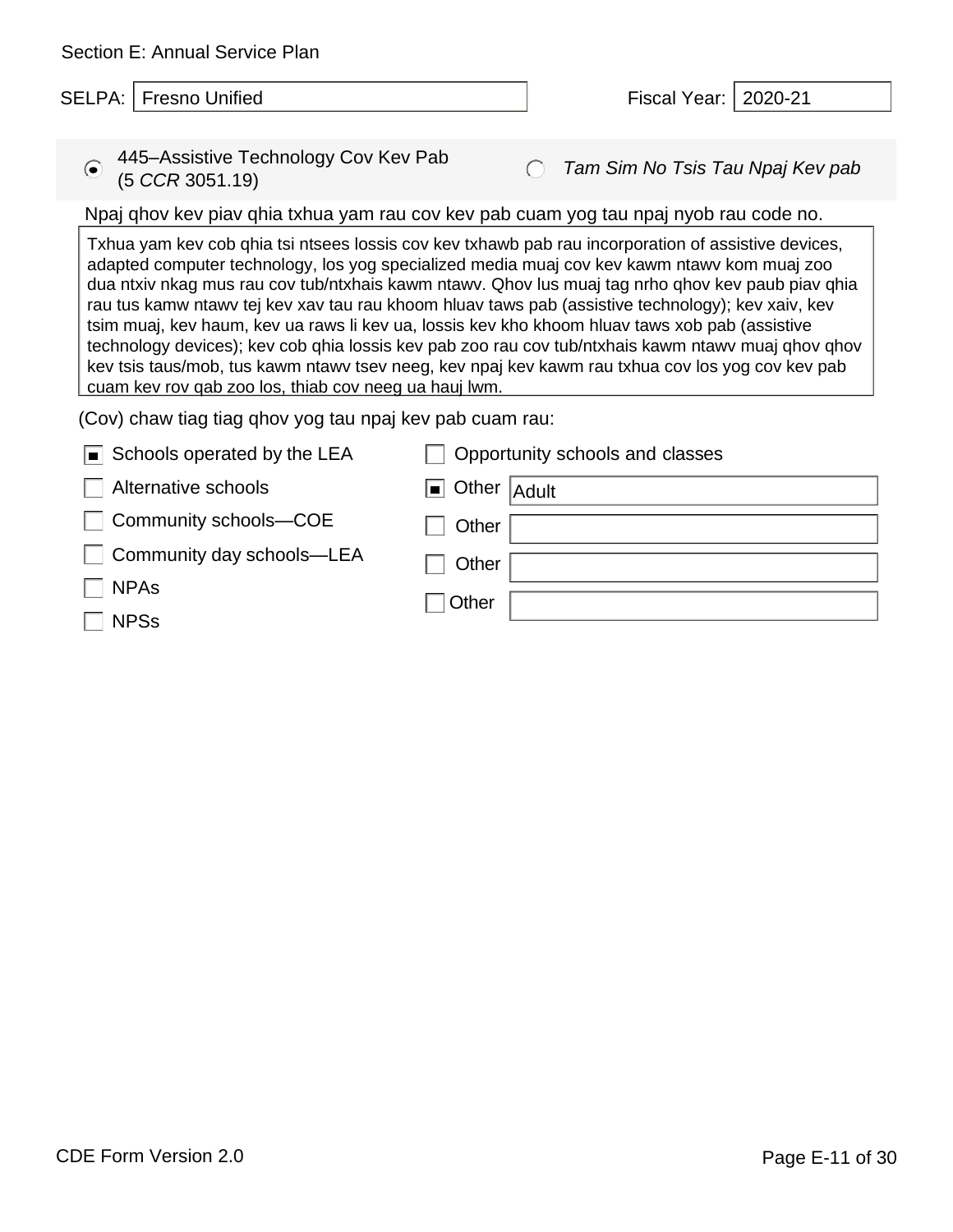Section E: Annual Service Plan

SELPA: Fresno Unified

Fiscal Year: 2020-21

(●) 445–Assistive Technology Cov Kev Pab (5 *CCR* 3051.19)

( ) *Tam Sim No Tsis Tau Npaj Kev pab*

Npaj qhov kev piav qhia txhua yam rau cov kev pab cuam yog tau npaj nyob rau code no.

Txhua yam kev cob qhia tsi ntsees lossis cov kev txhawb pab rau incorporation of assistive devices, adapted computer technology, los yog specialized media muaj cov kev kawm ntawv kom muaj zoo dua ntxiv nkag mus rau cov tub/ntxhais kawm ntawv. Qhov lus muaj tag nrho qhov kev paub piav qhia rau tus kamw ntawv tej kev xav tau rau khoom hluav taws pab (assistive technology); kev xaiv, kev tsim muaj, kev haum, kev ua raws li kev ua, lossis kev kho khoom hluav taws xob pab (assistive technology devices); kev cob qhia lossis kev pab zoo rau cov tub/ntxhais kawm ntawv muaj qhov qhov kev tsis taus/mob, tus kawm ntawv tsev neeg, kev npaj kev kawm rau txhua cov los yog cov kev pab cuam kev rov qab zoo los, thiab cov neeg ua hauj lwm.

(Cov) chaw tiag tiag qhov yog tau npaj kev pab cuam rau:

- [x] Schools operated by the LEA
- [ ] Alternative schools
- [ ] Community schools—COE
- [ ] Community day schools—LEA
- [ ] NPAs
- [ ] NPSs
- [ ] Opportunity schools and classes
- [x] Other: Adult
- [ ] Other:
- [ ] Other:
- [ ] Other: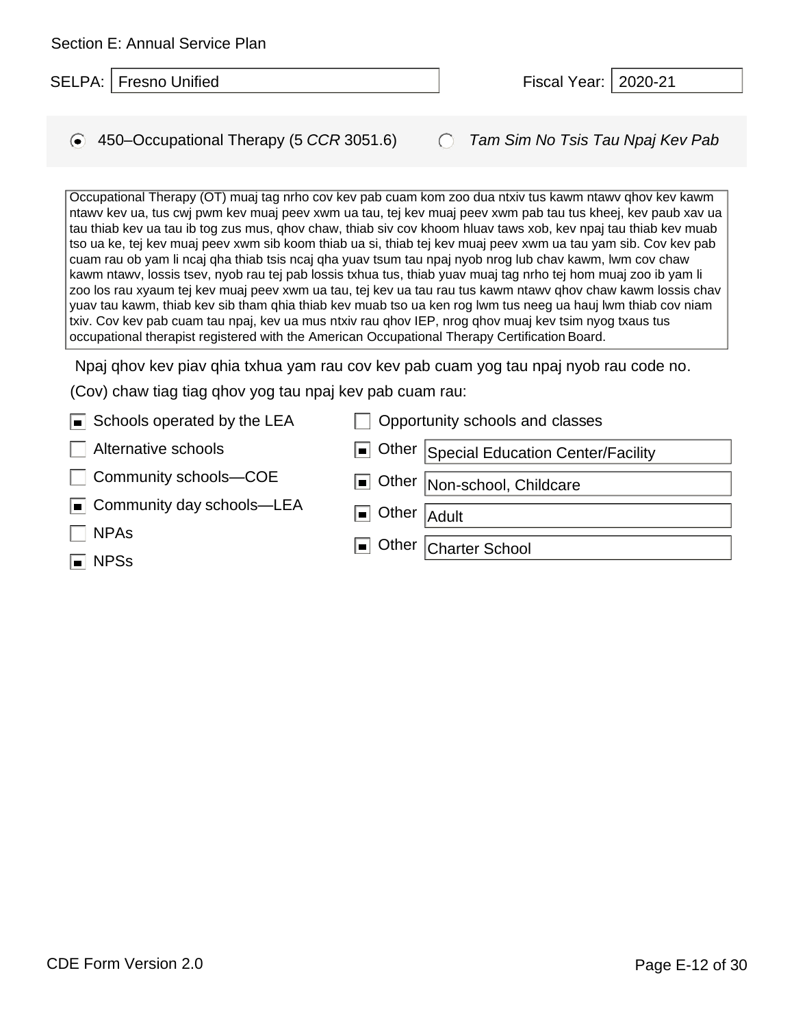Section E: Annual Service Plan

SELPA: Fresno Unified

Fiscal Year: 2020-21

(●) 450–Occupational Therapy (5 *CCR* 3051.6)

( ) *Tam Sim No Tsis Tau Npaj Kev Pab*

Occupational Therapy (OT) muaj tag nrho cov kev pab cuam kom zoo dua ntxiv tus kawm ntawv qhov kev kawm ntawv kev ua, tus cwj pwm kev muaj peev xwm ua tau, tej kev muaj peev xwm pab tau tus kheej, kev paub xav ua tau thiab kev ua tau ib tog zus mus, qhov chaw, thiab siv cov khoom hluav taws xob, kev npaj tau thiab kev muab tso ua ke, tej kev muaj peev xwm sib koom thiab ua si, thiab tej kev muaj peev xwm ua tau yam sib. Cov kev pab cuam rau ob yam li ncaj qha thiab tsis ncaj qha yuav tsum tau npaj nyob nrog lub chav kawm, lwm cov chaw kawm ntawv, lossis tsev, nyob rau tej pab lossis txhua tus, thiab yuav muaj tag nrho tej hom muaj zoo ib yam li zoo los rau xyaum tej kev muaj peev xwm ua tau, tej kev ua tau rau tus kawm ntawv qhov chaw kawm lossis chav yuav tau kawm, thiab kev sib tham qhia thiab kev muab tso ua ken rog lwm tus neeg ua hauj lwm thiab cov niam txiv. Cov kev pab cuam tau npaj, kev ua mus ntxiv rau qhov IEP, nrog qhov muaj kev tsim nyog txaus tus occupational therapist registered with the American Occupational Therapy Certification Board.

Npaj qhov kev piav qhia txhua yam rau cov kev pab cuam yog tau npaj nyob rau code no.

(Cov) chaw tiag tiag qhov yog tau npaj kev pab cuam rau:

- [x] Schools operated by the LEA
- [ ] Alternative schools
- [ ] Community schools—COE
- [x] Community day schools—LEA
- [ ] NPAs
- [x] NPSs
- [ ] Opportunity schools and classes
- [x] Other: Special Education Center/Facility
- [x] Other: Non-school, Childcare
- [x] Other: Adult
- [x] Other: Charter School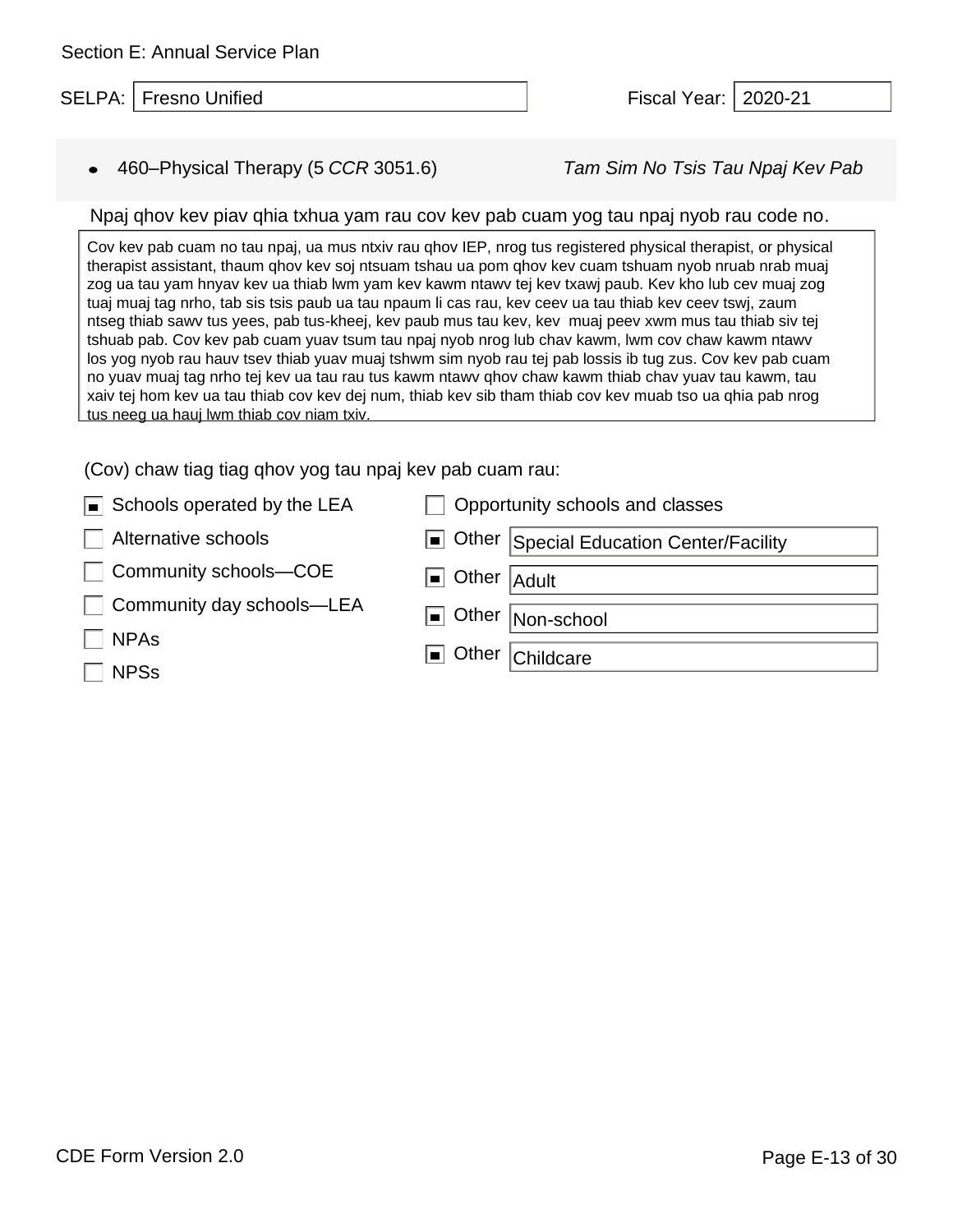Section E: Annual Service Plan

SELPA: Fresno Unified

Fiscal Year: 2020-21

- 460–Physical Therapy (5 *CCR* 3051.6) *Tam Sim No Tsis Tau Npaj Kev Pab*

Npaj qhov kev piav qhia txhua yam rau cov kev pab cuam yog tau npaj nyob rau code no.

Cov kev pab cuam no tau npaj, ua mus ntxiv rau qhov IEP, nrog tus registered physical therapist, or physical therapist assistant, thaum qhov kev soj ntsuam tshau ua pom qhov kev cuam tshuam nyob nruab nrab muaj zog ua tau yam hnyav kev ua thiab lwm yam kev kawm ntawv tej kev txawj paub. Kev kho lub cev muaj zog tuaj muaj tag nrho, tab sis tsis paub ua tau npaum li cas rau, kev ceev ua tau thiab kev ceev tswj, zaum ntseg thiab sawv tus yees, pab tus-kheej, kev paub mus tau kev, kev muaj peev xwm mus tau thiab siv tej tshuab pab. Cov kev pab cuam yuav tsum tau npaj nyob nrog lub chav kawm, lwm cov chaw kawm ntawv los yog nyob rau hauv tsev thiab yuav muaj tshwm sim nyob rau tej pab lossis ib tug zus. Cov kev pab cuam no yuav muaj tag nrho tej kev ua tau rau tus kawm ntawv qhov chaw kawm thiab chav yuav tau kawm, tau xaiv tej hom kev ua tau thiab cov kev dej num, thiab kev sib tham thiab cov kev muab tso ua qhia pab nrog tus neeg ua hauj lwm thiab cov niam txiv.

(Cov) chaw tiag tiag qhov yog tau npaj kev pab cuam rau:

- [x] Schools operated by the LEA
- [ ] Alternative schools
- [ ] Community schools—COE
- [ ] Community day schools—LEA
- [ ] NPAs
- [ ] NPSs
- [ ] Opportunity schools and classes
- [x] Other: Special Education Center/Facility
- [x] Other: Adult
- [x] Other: Non-school
- [x] Other: Childcare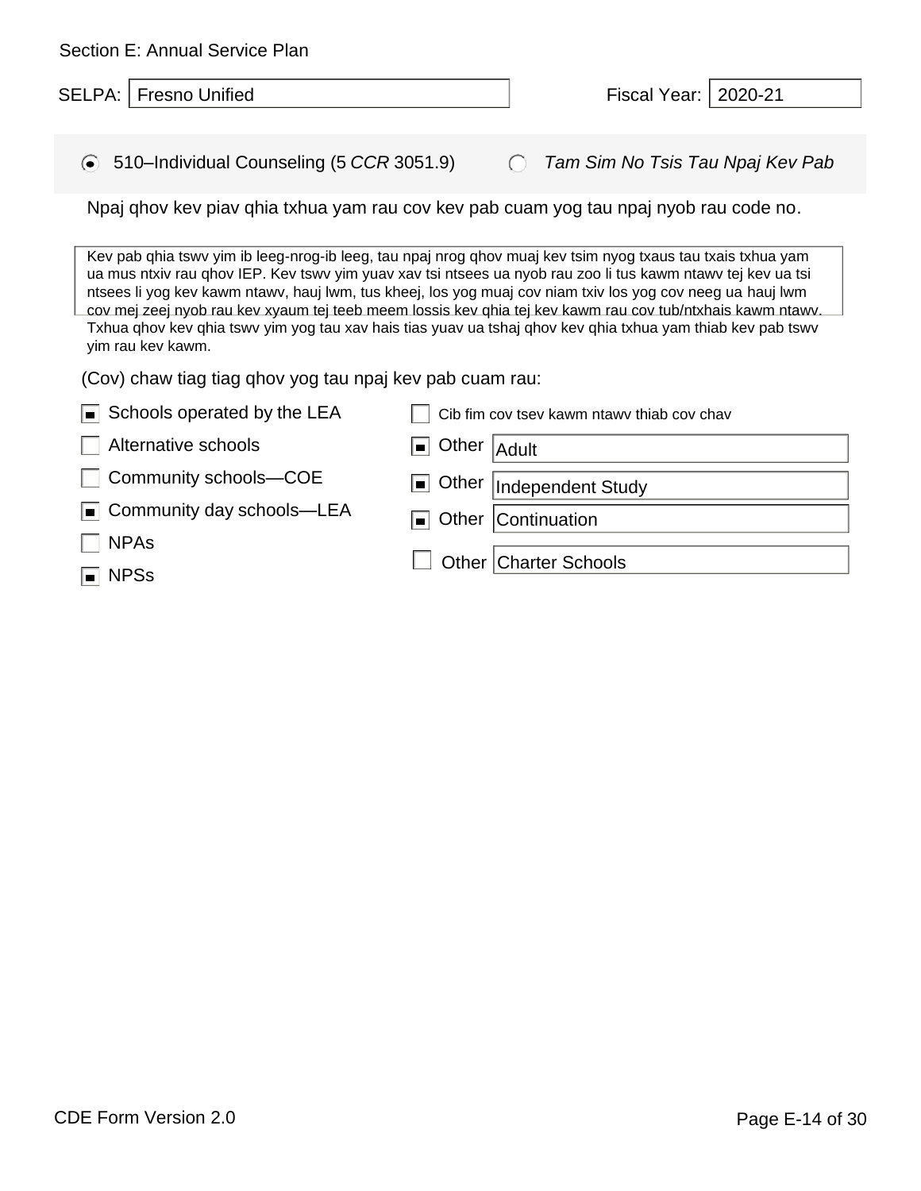Section E: Annual Service Plan

SELPA: Fresno Unified

Fiscal Year: 2020-21

(●) 510–Individual Counseling (5 *CCR* 3051.9)　　( ) *Tam Sim No Tsis Tau Npaj Kev Pab*

Npaj qhov kev piav qhia txhua yam rau cov kev pab cuam yog tau npaj nyob rau code no.

Kev pab qhia tswv yim ib leeg-nrog-ib leeg, tau npaj nrog qhov muaj kev tsim nyog txaus tau txais txhua yam ua mus ntxiv rau qhov IEP. Kev tswv yim yuav xav tsi ntsees ua nyob rau zoo li tus kawm ntawv tej kev ua tsi ntsees li yog kev kawm ntawv, hauj lwm, tus kheej, los yog muaj cov niam txiv los yog cov neeg ua hauj lwm cov mej zeej nyob rau kev xyaum tej teeb meem lossis kev qhia tej kev kawm rau cov tub/ntxhais kawm ntawv. Txhua qhov kev qhia tswv yim yog tau xav hais tias yuav ua tshaj qhov kev qhia txhua yam thiab kev pab tswv yim rau kev kawm.

(Cov) chaw tiag tiag qhov yog tau npaj kev pab cuam rau:

- [x] Schools operated by the LEA
- [ ] Alternative schools
- [ ] Community schools—COE
- [x] Community day schools—LEA
- [ ] NPAs
- [x] NPSs
- [ ] Cib fim cov tsev kawm ntawv thiab cov chav
- [x] Other: Adult
- [x] Other: Independent Study
- [x] Other: Continuation
- [ ] Other: Charter Schools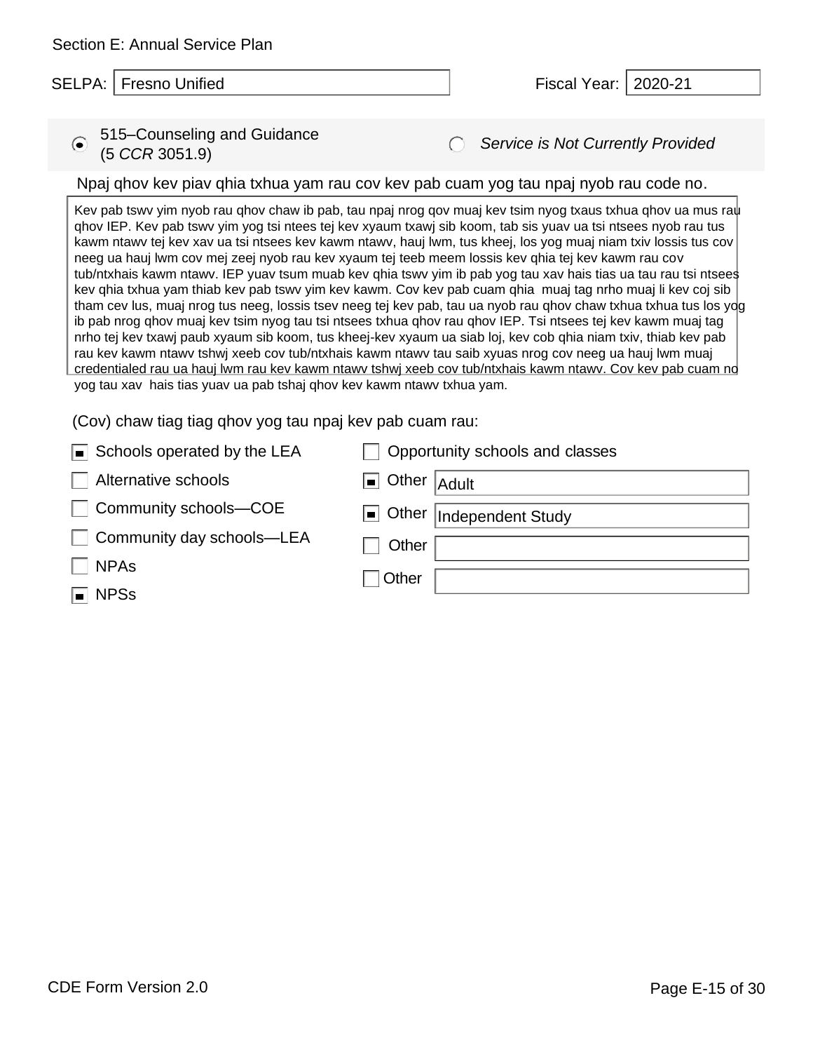Section E: Annual Service Plan

SELPA: Fresno Unified

Fiscal Year: 2020-21

(●) 515–Counseling and Guidance (5 *CCR* 3051.9)

( ) *Service is Not Currently Provided*

Npaj qhov kev piav qhia txhua yam rau cov kev pab cuam yog tau npaj nyob rau code no.

Kev pab tswv yim nyob rau qhov chaw ib pab, tau npaj nrog qov muaj kev tsim nyog txaus txhua qhov ua mus rau qhov IEP. Kev pab tswv yim yog tsi ntees tej kev xyaum txawj sib koom, tab sis yuav ua tsi ntsees nyob rau tus kawm ntawv tej kev xav ua tsi ntsees kev kawm ntawv, hauj lwm, tus kheej, los yog muaj niam txiv lossis tus cov neeg ua hauj lwm cov mej zeej nyob rau kev xyaum tej teeb meem lossis kev qhia tej kev kawm rau cov tub/ntxhais kawm ntawv. IEP yuav tsum muab kev qhia tswv yim ib pab yog tau xav hais tias ua tau rau tsi ntsees kev qhia txhua yam thiab kev pab tswv yim kev kawm. Cov kev pab cuam qhia muaj tag nrho muaj li kev coj sib tham cev lus, muaj nrog tus neeg, lossis tsev neeg tej kev pab, tau ua nyob rau qhov chaw txhua txhua tus los yog ib pab nrog qhov muaj kev tsim nyog tau tsi ntsees txhua qhov rau qhov IEP. Tsi ntsees tej kev kawm muaj tag nrho tej kev txawj paub xyaum sib koom, tus kheej-kev xyaum ua siab loj, kev cob qhia niam txiv, thiab kev pab rau kev kawm ntawv tshwj xeeb cov tub/ntxhais kawm ntawv tau saib xyuas nrog cov neeg ua hauj lwm muaj credentialed rau ua hauj lwm rau kev kawm ntawv tshwj xeeb cov tub/ntxhais kawm ntawv. Cov kev pab cuam no yog tau xav hais tias yuav ua pab tshaj qhov kev kawm ntawv txhua yam.

(Cov) chaw tiag tiag qhov yog tau npaj kev pab cuam rau:

- [x] Schools operated by the LEA
- [ ] Alternative schools
- [ ] Community schools—COE
- [ ] Community day schools—LEA
- [ ] NPAs
- [x] NPSs
- [ ] Opportunity schools and classes
- [x] Other: Adult
- [x] Other: Independent Study
- [ ] Other:
- [ ] Other:

CDE Form Version 2.0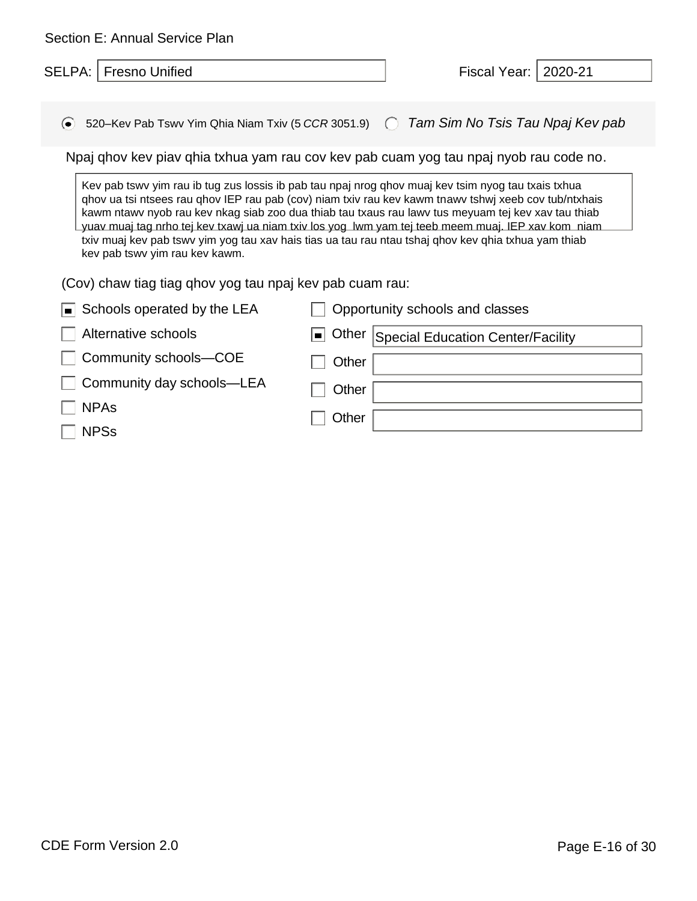Section E: Annual Service Plan

SELPA: Fresno Unified

Fiscal Year: 2020-21

- [x] 520–Kev Pab Tswv Yim Qhia Niam Txiv (5 *CCR* 3051.9)
- [ ] *Tam Sim No Tsis Tau Npaj Kev pab*

Npaj qhov kev piav qhia txhua yam rau cov kev pab cuam yog tau npaj nyob rau code no.

Kev pab tswv yim rau ib tug zus lossis ib pab tau npaj nrog qhov muaj kev tsim nyog tau txais txhua qhov ua tsi ntsees rau qhov IEP rau pab (cov) niam txiv rau kev kawm tnawv tshwj xeeb cov tub/ntxhais kawm ntawv nyob rau kev nkag siab zoo dua thiab tau txaus rau lawv tus meyuam tej kev xav tau thiab yuav muaj tag nrho tej kev txawj ua niam txiv los yog lwm yam tej teeb meem muaj. IEP xav kom niam txiv muaj kev pab tswv yim yog tau xav hais tias ua tau rau ntau tshaj qhov kev qhia txhua yam thiab kev pab tswv yim rau kev kawm.

(Cov) chaw tiag tiag qhov yog tau npaj kev pab cuam rau:

- [x] Schools operated by the LEA
- [ ] Alternative schools
- [ ] Community schools—COE
- [ ] Community day schools—LEA
- [ ] NPAs
- [ ] NPSs
- [ ] Opportunity schools and classes
- [x] Other: Special Education Center/Facility
- [ ] Other:
- [ ] Other:
- [ ] Other: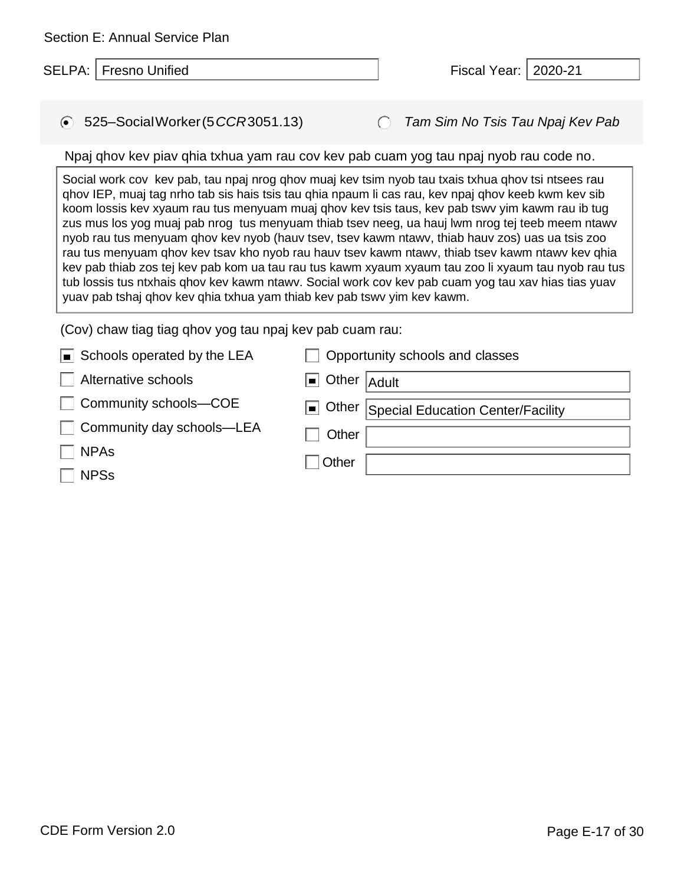Section E: Annual Service Plan

SELPA: Fresno Unified

Fiscal Year: 2020-21

- [x] 525–Social Worker (5 *CCR* 3051.13)
- [ ] *Tam Sim No Tsis Tau Npaj Kev Pab*

Npaj qhov kev piav qhia txhua yam rau cov kev pab cuam yog tau npaj nyob rau code no.

Social work cov kev pab, tau npaj nrog qhov muaj kev tsim nyob tau txais txhua qhov tsi ntsees rau qhov IEP, muaj tag nrho tab sis hais tsis tau qhia npaum li cas rau, kev npaj qhov keeb kwm kev sib koom lossis kev xyaum rau tus menyuam muaj qhov kev tsis taus, kev pab tswv yim kawm rau ib tug zus mus los yog muaj pab nrog tus menyuam thiab tsev neeg, ua hauj lwm nrog tej teeb meem ntawv nyob rau tus menyuam qhov kev nyob (hauv tsev, tsev kawm ntawv, thiab hauv zos) uas ua tsis zoo rau tus menyuam qhov kev tsav kho nyob rau hauv tsev kawm ntawv, thiab tsev kawm ntawv kev qhia kev pab thiab zos tej kev pab kom ua tau rau tus kawm xyaum xyaum tau zoo li xyaum tau nyob rau tus tub lossis tus ntxhais qhov kev kawm ntawv. Social work cov kev pab cuam yog tau xav hias tias yuav yuav pab tshaj qhov kev qhia txhua yam thiab kev pab tswv yim kev kawm.

(Cov) chaw tiag tiag qhov yog tau npaj kev pab cuam rau:

- [x] Schools operated by the LEA
- [ ] Alternative schools
- [ ] Community schools—COE
- [ ] Community day schools—LEA
- [ ] NPAs
- [ ] NPSs
- [ ] Opportunity schools and classes
- [x] Other: Adult
- [x] Other: Special Education Center/Facility
- [ ] Other:
- [ ] Other:

CDE Form Version 2.0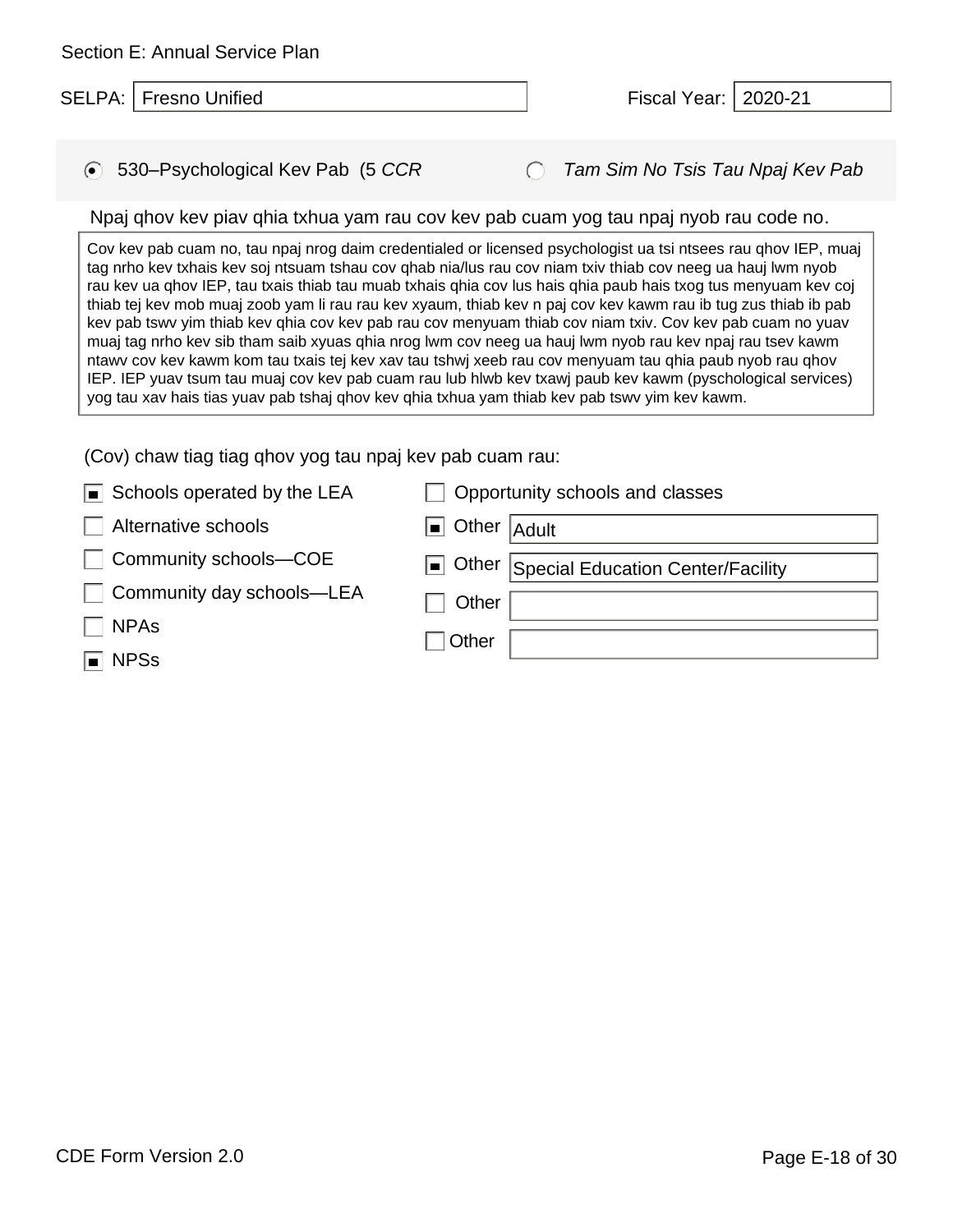Section E: Annual Service Plan

SELPA: Fresno Unified

Fiscal Year: 2020-21

(●) 530–Psychological Kev Pab (5 *CCR*

( ) *Tam Sim No Tsis Tau Npaj Kev Pab*

Npaj qhov kev piav qhia txhua yam rau cov kev pab cuam yog tau npaj nyob rau code no.

Cov kev pab cuam no, tau npaj nrog daim credentialed or licensed psychologist ua tsi ntsees rau qhov IEP, muaj tag nrho kev txhais kev soj ntsuam tshau cov qhab nia/lus rau cov niam txiv thiab cov neeg ua hauj lwm nyob rau kev ua qhov IEP, tau txais thiab tau muab txhais qhia cov lus hais qhia paub hais txog tus menyuam kev coj thiab tej kev mob muaj zoob yam li rau rau kev xyaum, thiab kev n paj cov kev kawm rau ib tug zus thiab ib pab kev pab tswv yim thiab kev qhia cov kev pab rau cov menyuam thiab cov niam txiv. Cov kev pab cuam no yuav muaj tag nrho kev sib tham saib xyuas qhia nrog lwm cov neeg ua hauj lwm nyob rau kev npaj rau tsev kawm ntawv cov kev kawm kom tau txais tej kev xav tau tshwj xeeb rau cov menyuam tau qhia paub nyob rau qhov IEP. IEP yuav tsum tau muaj cov kev pab cuam rau lub hlwb kev txawj paub kev kawm (pyschological services) yog tau xav hais tias yuav pab tshaj qhov kev qhia txhua yam thiab kev pab tswv yim kev kawm.

(Cov) chaw tiag tiag qhov yog tau npaj kev pab cuam rau:

- [x] Schools operated by the LEA
- [ ] Alternative schools
- [ ] Community schools—COE
- [ ] Community day schools—LEA
- [ ] NPAs
- [x] NPSs
- [ ] Opportunity schools and classes
- [x] Other: Adult
- [x] Other: Special Education Center/Facility
- [ ] Other:
- [ ] Other: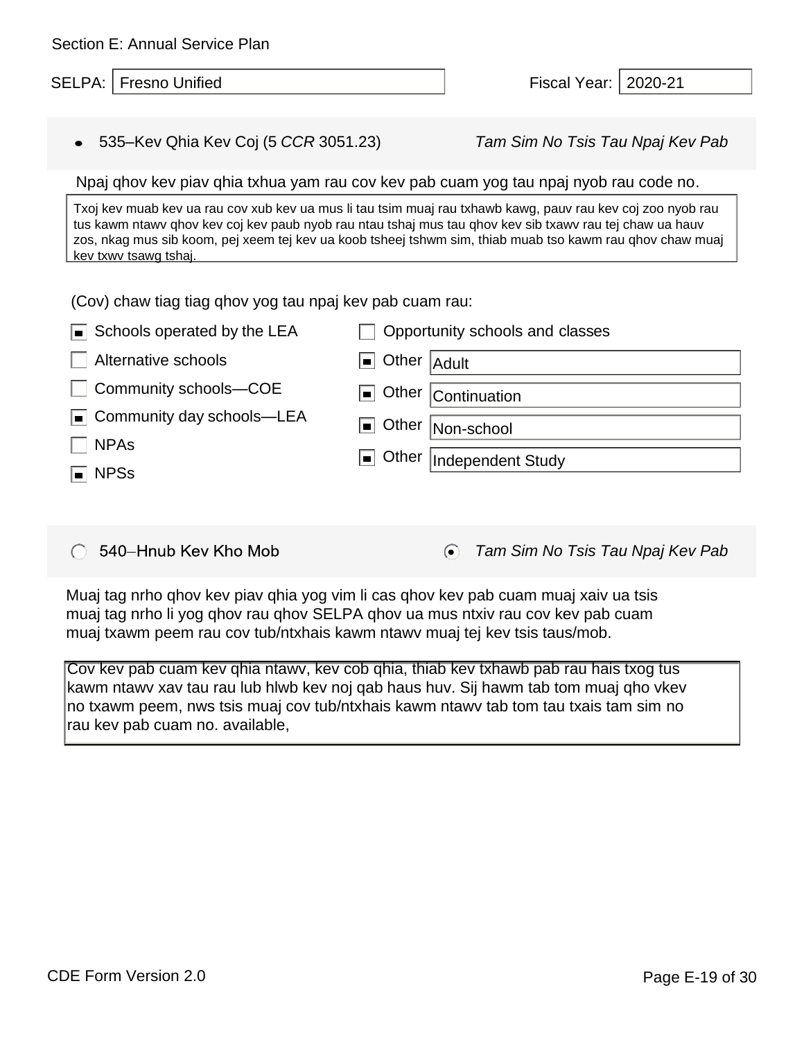Section E: Annual Service Plan

SELPA: Fresno Unified

Fiscal Year: 2020-21

- 535–Kev Qhia Kev Coj (5 *CCR* 3051.23) *Tam Sim No Tsis Tau Npaj Kev Pab*

Npaj qhov kev piav qhia txhua yam rau cov kev pab cuam yog tau npaj nyob rau code no.

Txoj kev muab kev ua rau cov xub kev ua mus li tau tsim muaj rau txhawb kawg, pauv rau kev coj zoo nyob rau tus kawm ntawv qhov kev coj kev paub nyob rau ntau tshaj mus tau qhov kev sib txawv rau tej chaw ua hauv zos, nkag mus sib koom, pej xeem tej kev ua koob tsheej tshwm sim, thiab muab tso kawm rau qhov chaw muaj kev txwv tsawg tshaj.

(Cov) chaw tiag tiag qhov yog tau npaj kev pab cuam rau:

- [x] Schools operated by the LEA
- [ ] Alternative schools
- [ ] Community schools—COE
- [x] Community day schools—LEA
- [ ] NPAs
- [x] NPSs
- [ ] Opportunity schools and classes
- [x] Other: Adult
- [x] Other: Continuation
- [x] Other: Non-school
- [x] Other: Independent Study

---

- ( ) 540–Hnub Kev Kho Mob
- (•) *Tam Sim No Tsis Tau Npaj Kev Pab*

Muaj tag nrho qhov kev piav qhia yog vim li cas qhov kev pab cuam muaj xaiv ua tsis muaj tag nrho li yog qhov rau qhov SELPA qhov ua mus ntxiv rau cov kev pab cuam muaj txawm peem rau cov tub/ntxhais kawm ntawv muaj tej kev tsis taus/mob.

Cov kev pab cuam kev qhia ntawv, kev cob qhia, thiab kev txhawb pab rau hais txog tus kawm ntawv xav tau rau lub hlwb kev noj qab haus huv. Sij hawm tab tom muaj qho vkev no txawm peem, nws tsis muaj cov tub/ntxhais kawm ntawv tab tom tau txais tam sim no rau kev pab cuam no. available,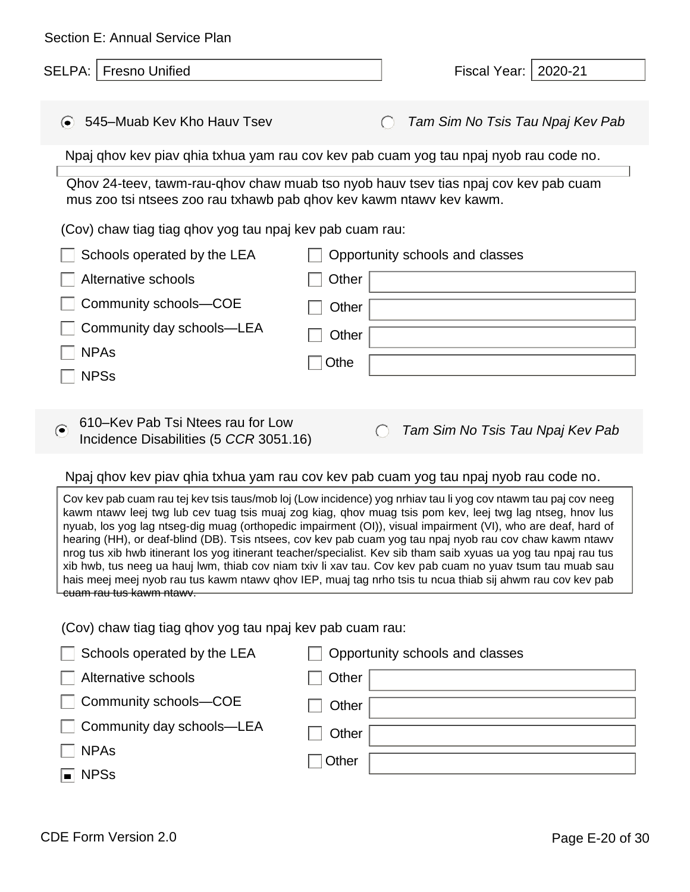Section E: Annual Service Plan

SELPA: Fresno Unified | Fiscal Year: 2020-21

◉ 545–Muab Kev Kho Hauv Tsev ○ *Tam Sim No Tsis Tau Npaj Kev Pab*

Npaj qhov kev piav qhia txhua yam rau cov kev pab cuam yog tau npaj nyob rau code no.

Qhov 24-teev, tawm-rau-qhov chaw muab tso nyob hauv tsev tias npaj cov kev pab cuam mus zoo tsi ntsees zoo rau txhawb pab qhov kev kawm ntawv kev kawm.

(Cov) chaw tiag tiag qhov yog tau npaj kev pab cuam rau:

- ☐ Schools operated by the LEA
- ☐ Alternative schools
- ☐ Community schools—COE
- ☐ Community day schools—LEA
- ☐ NPAs
- ☐ NPSs
- ☐ Opportunity schools and classes
- ☐ Other
- ☐ Other
- ☐ Other
- ☐ Othe

◉ 610–Kev Pab Tsi Ntees rau for Low Incidence Disabilities (5 *CCR* 3051.16) ○ *Tam Sim No Tsis Tau Npaj Kev Pab*

Npaj qhov kev piav qhia txhua yam rau cov kev pab cuam yog tau npaj nyob rau code no.

Cov kev pab cuam rau tej kev tsis taus/mob loj (Low incidence) yog nrhiav tau li yog cov ntawm tau paj cov neeg kawm ntawv leej twg lub cev tuag tsis muaj zog kiag, qhov muag tsis pom kev, leej twg lag ntseg, hnov lus nyuab, los yog lag ntseg-dig muag (orthopedic impairment (OI)), visual impairment (VI), who are deaf, hard of hearing (HH), or deaf-blind (DB). Tsis ntsees, cov kev pab cuam yog tau npaj nyob rau cov chaw kawm ntawv nrog tus xib hwb itinerant los yog itinerant teacher/specialist. Kev sib tham saib xyuas ua yog tau npaj rau tus xib hwb, tus neeg ua hauj lwm, thiab cov niam txiv li xav tau. Cov kev pab cuam no yuav tsum tau muab sau hais meej meej nyob rau tus kawm ntawv qhov IEP, muaj tag nrho tsis tu ncua thiab sij ahwm rau cov kev pab cuam rau tus kawm ntawv.

(Cov) chaw tiag tiag qhov yog tau npaj kev pab cuam rau:

- ☐ Schools operated by the LEA
- ☐ Alternative schools
- ☐ Community schools—COE
- ☐ Community day schools—LEA
- ☐ NPAs
- ☒ NPSs
- ☐ Opportunity schools and classes
- ☐ Other
- ☐ Other
- ☐ Other
- ☐ Other

CDE Form Version 2.0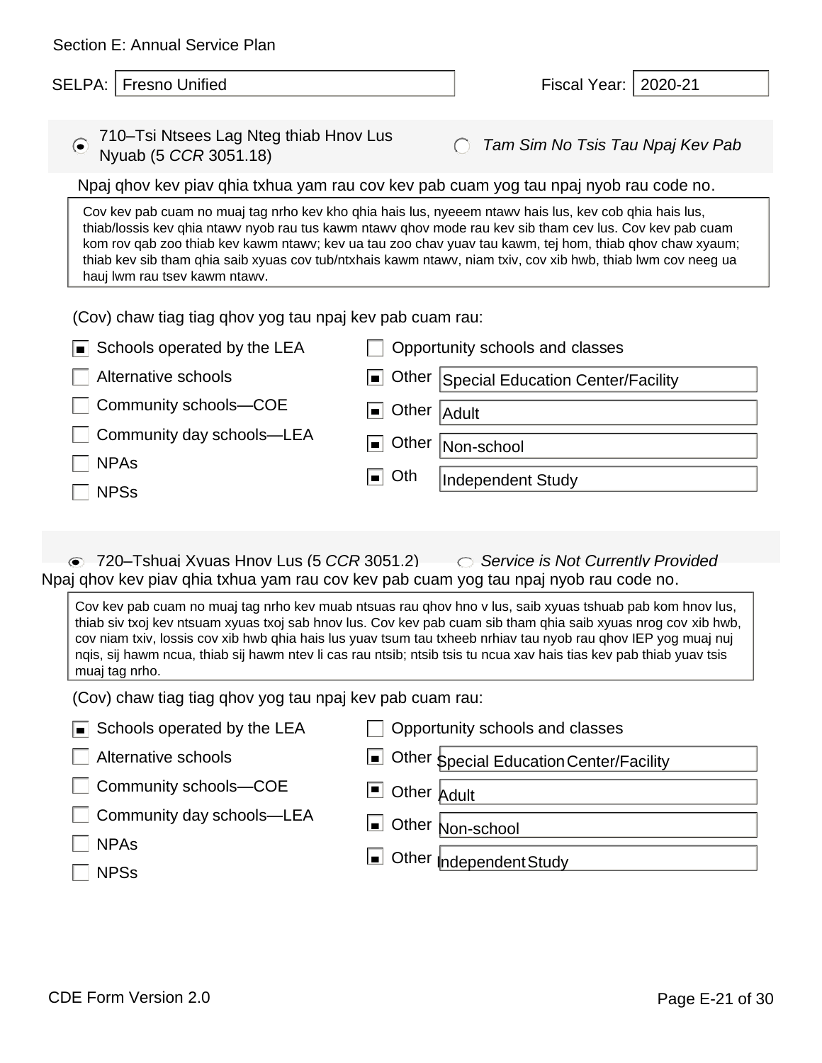Section E: Annual Service Plan

SELPA: Fresno Unified

Fiscal Year: 2020-21

(•) 710–Tsi Ntsees Lag Nteg thiab Hnov Lus Nyuab (5 *CCR* 3051.18)  ( ) *Tam Sim No Tsis Tau Npaj Kev Pab*

Npaj qhov kev piav qhia txhua yam rau cov kev pab cuam yog tau npaj nyob rau code no.

Cov kev pab cuam no muaj tag nrho kev kho qhia hais lus, nyeeem ntawv hais lus, kev cob qhia hais lus, thiab/lossis kev qhia ntawv nyob rau tus kawm ntawv qhov mode rau kev sib tham cev lus. Cov kev pab cuam kom rov qab zoo thiab kev kawm ntawv; kev ua tau zoo chav yuav tau kawm, tej hom, thiab qhov chaw xyaum; thiab kev sib tham qhia saib xyuas cov tub/ntxhais kawm ntawv, niam txiv, cov xib hwb, thiab lwm cov neeg ua hauj lwm rau tsev kawm ntawv.

(Cov) chaw tiag tiag qhov yog tau npaj kev pab cuam rau:

- [x] Schools operated by the LEA
- [ ] Alternative schools
- [ ] Community schools—COE
- [ ] Community day schools—LEA
- [ ] NPAs
- [ ] NPSs
- [ ] Opportunity schools and classes
- [x] Other: Special Education Center/Facility
- [x] Other: Adult
- [x] Other: Non-school
- [x] Oth: Independent Study

(•) 720–Tshuaj Xyuas Hnov Lus (5 *CCR* 3051.2)  ( ) *Service is Not Currently Provided*

Npaj qhov kev piav qhia txhua yam rau cov kev pab cuam yog tau npaj nyob rau code no.

Cov kev pab cuam no muaj tag nrho kev muab ntsuas rau qhov hno v lus, saib xyuas tshuab pab kom hnov lus, thiab siv txoj kev ntsuam xyuas txoj sab hnov lus. Cov kev pab cuam sib tham qhia saib xyuas nrog cov xib hwb, cov niam txiv, lossis cov xib hwb qhia hais lus yuav tsum tau txheeb nrhiav tau nyob rau qhov IEP yog muaj nuj nqis, sij hawm ncua, thiab sij hawm ntev li cas rau ntsib; ntsib tsis tu ncua xav hais tias kev pab thiab yuav tsis muaj tag nrho.

(Cov) chaw tiag tiag qhov yog tau npaj kev pab cuam rau:

- [x] Schools operated by the LEA
- [ ] Alternative schools
- [ ] Community schools—COE
- [ ] Community day schools—LEA
- [ ] NPAs
- [ ] NPSs
- [ ] Opportunity schools and classes
- [x] Other: Special Education Center/Facility
- [x] Other: Adult
- [x] Other: Non-school
- [x] Other: Independent Study

CDE Form Version 2.0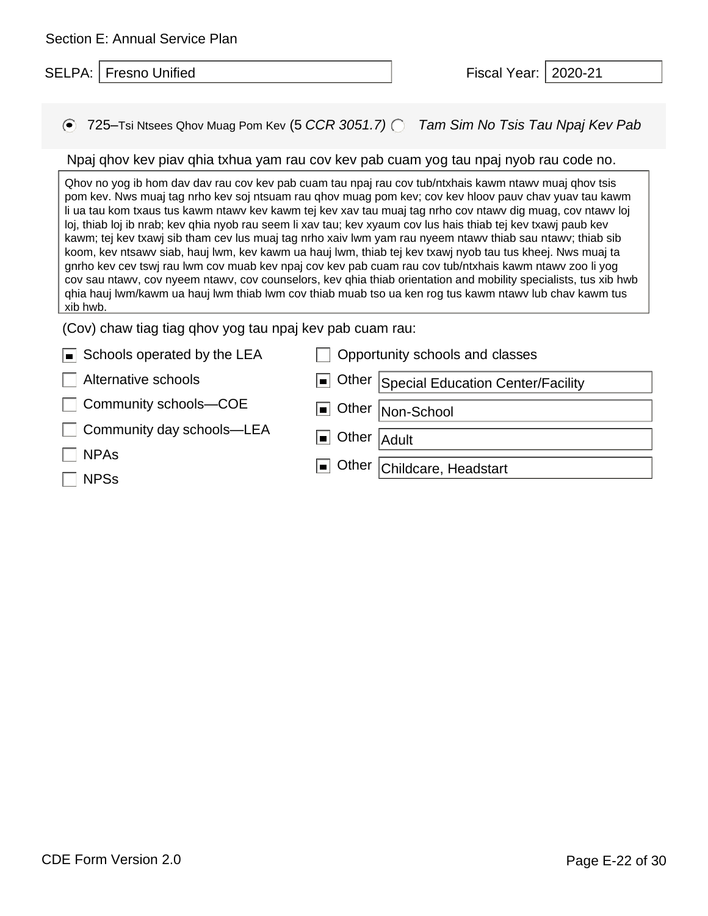Section E: Annual Service Plan

SELPA: Fresno Unified

Fiscal Year: 2020-21

◉ 725–Tsi Ntsees Qhov Muag Pom Kev (5 *CCR 3051.7)* ○ *Tam Sim No Tsis Tau Npaj Kev Pab*

Npaj qhov kev piav qhia txhua yam rau cov kev pab cuam yog tau npaj nyob rau code no.

Qhov no yog ib hom dav dav rau cov kev pab cuam tau npaj rau cov tub/ntxhais kawm ntawv muaj qhov tsis pom kev. Nws muaj tag nrho kev soj ntsuam rau qhov muag pom kev; cov kev hloov pauv chav yuav tau kawm li ua tau kom txaus tus kawm ntawv kev kawm tej kev xav tau muaj tag nrho cov ntawv dig muag, cov ntawv loj loj, thiab loj ib nrab; kev qhia nyob rau seem li xav tau; kev xyaum cov lus hais thiab tej kev txawj paub kev kawm; tej kev txawj sib tham cev lus muaj tag nrho xaiv lwm yam rau nyeem ntawv thiab sau ntawv; thiab sib koom, kev ntsawv siab, hauj lwm, kev kawm ua hauj lwm, thiab tej kev txawj nyob tau tus kheej. Nws muaj ta gnrho kev cev tswj rau lwm cov muab kev npaj cov kev pab cuam rau cov tub/ntxhais kawm ntawv zoo li yog cov sau ntawv, cov nyeem ntawv, cov counselors, kev qhia thiab orientation and mobility specialists, tus xib hwb qhia hauj lwm/kawm ua hauj lwm thiab lwm cov thiab muab tso ua ken rog tus kawm ntawv lub chav kawm tus xib hwb.

(Cov) chaw tiag tiag qhov yog tau npaj kev pab cuam rau:

- [x] Schools operated by the LEA
- [ ] Alternative schools
- [ ] Community schools—COE
- [ ] Community day schools—LEA
- [ ] NPAs
- [ ] NPSs
- [ ] Opportunity schools and classes
- [x] Other: Special Education Center/Facility
- [x] Other: Non-School
- [x] Other: Adult
- [x] Other: Childcare, Headstart

CDE Form Version 2.0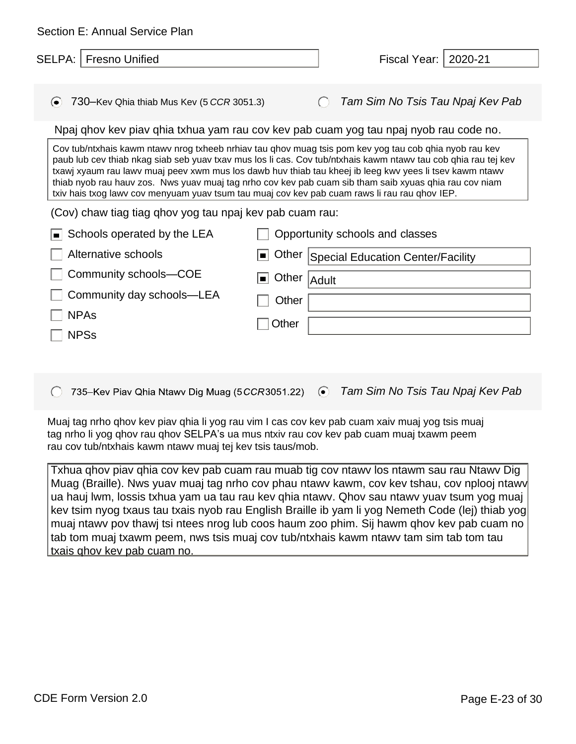Section E: Annual Service Plan

SELPA: Fresno Unified

Fiscal Year: 2020-21

(●) 730–Kev Qhia thiab Mus Kev (5 *CCR* 3051.3) ( ) *Tam Sim No Tsis Tau Npaj Kev Pab*

Npaj qhov kev piav qhia txhua yam rau cov kev pab cuam yog tau npaj nyob rau code no.

Cov tub/ntxhais kawm ntawv nrog txheeb nrhiav tau qhov muag tsis pom kev yog tau cob qhia nyob rau kev paub lub cev thiab nkag siab seb yuav txav mus los li cas. Cov tub/ntxhais kawm ntawv tau cob qhia rau tej kev txawj xyaum rau lawv muaj peev xwm mus los dawb huv thiab tau kheej ib leeg kwv yees li tsev kawm ntawv thiab nyob rau hauv zos. Nws yuav muaj tag nrho cov kev pab cuam sib tham saib xyuas qhia rau cov niam txiv hais txog lawv cov menyuam yuav tsum tau muaj cov kev pab cuam raws li rau rau qhov IEP.

(Cov) chaw tiag tiag qhov yog tau npaj kev pab cuam rau:

- [x] Schools operated by the LEA
- [ ] Alternative schools
- [ ] Community schools—COE
- [ ] Community day schools—LEA
- [ ] NPAs
- [ ] NPSs
- [ ] Opportunity schools and classes
- [x] Other: Special Education Center/Facility
- [x] Other: Adult
- [ ] Other:
- [ ] Other:

( ) 735–Kev Piav Qhia Ntawv Dig Muag (5 *CCR* 3051.22) (●) *Tam Sim No Tsis Tau Npaj Kev Pab*

Muaj tag nrho qhov kev piav qhia li yog rau vim I cas cov kev pab cuam xaiv muaj yog tsis muaj tag nrho li yog qhov rau qhov SELPA's ua mus ntxiv rau cov kev pab cuam muaj txawm peem rau cov tub/ntxhais kawm ntawv muaj tej kev tsis taus/mob.

Txhua qhov piav qhia cov kev pab cuam rau muab tig cov ntawv los ntawm sau rau Ntawv Dig Muag (Braille). Nws yuav muaj tag nrho cov phau ntawv kawm, cov kev tshau, cov nplooj ntawv ua hauj lwm, lossis txhua yam ua tau rau kev qhia ntawv. Qhov sau ntawv yuav tsum yog muaj kev tsim nyog txaus tau txais nyob rau English Braille ib yam li yog Nemeth Code (lej) thiab yog muaj ntawv pov thawj tsi ntees nrog lub coos haum zoo phim. Sij hawm qhov kev pab cuam no tab tom muaj txawm peem, nws tsis muaj cov tub/ntxhais kawm ntawv tam sim tab tom tau txais qhov kev pab cuam no.

CDE Form Version 2.0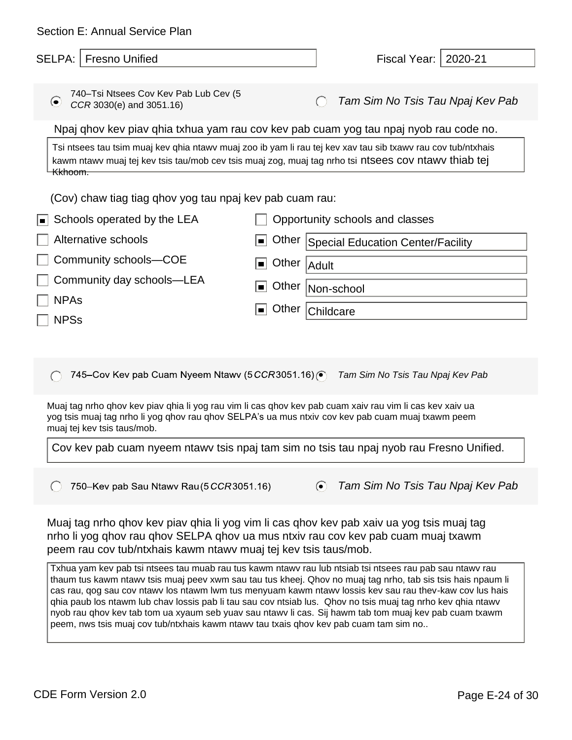Section E: Annual Service Plan

SELPA: Fresno Unified

Fiscal Year: 2020-21

(●) 740–Tsi Ntsees Cov Kev Pab Lub Cev (5 *CCR* 3030(e) and 3051.16)

( ) *Tam Sim No Tsis Tau Npaj Kev Pab*

Npaj qhov kev piav qhia txhua yam rau cov kev pab cuam yog tau npaj nyob rau code no.

Tsi ntsees tau tsim muaj kev qhia ntawv muaj zoo ib yam li rau tej kev xav tau sib txawv rau cov tub/ntxhais kawm ntawv muaj tej kev tsis tau/mob cev tsis muaj zog, muaj tag nrho tsi ntsees cov ntawv thiab tej Kkhoom.

(Cov) chaw tiag tiag qhov yog tau npaj kev pab cuam rau:

- [x] Schools operated by the LEA
- [ ] Alternative schools
- [ ] Community schools—COE
- [ ] Community day schools—LEA
- [ ] NPAs
- [ ] NPSs
- [ ] Opportunity schools and classes
- [x] Other: Special Education Center/Facility
- [x] Other: Adult
- [x] Other: Non-school
- [x] Other: Childcare

( ) 745–Cov Kev pab Cuam Nyeem Ntawv (5 *CCR* 3051.16)

(●) *Tam Sim No Tsis Tau Npaj Kev Pab*

Muaj tag nrho qhov kev piav qhia li yog rau vim li cas qhov kev pab cuam xaiv rau vim li cas kev xaiv ua yog tsis muaj tag nrho li yog qhov rau qhov SELPA's ua mus ntxiv cov kev pab cuam muaj txawm peem muaj tej kev tsis taus/mob.

Cov kev pab cuam nyeem ntawv tsis npaj tam sim no tsis tau npaj nyob rau Fresno Unified.

( ) 750–Kev pab Sau Ntawv Rau (5 *CCR* 3051.16)

(●) *Tam Sim No Tsis Tau Npaj Kev Pab*

Muaj tag nrho qhov kev piav qhia li yog vim li cas qhov kev pab xaiv ua yog tsis muaj tag nrho li yog qhov rau qhov SELPA qhov ua mus ntxiv rau cov kev pab cuam muaj txawm peem rau cov tub/ntxhais kawm ntawv muaj tej kev tsis taus/mob.

Txhua yam kev pab tsi ntsees tau muab rau tus kawm ntawv rau lub ntsiab tsi ntsees rau pab sau ntawv rau thaum tus kawm ntawv tsis muaj peev xwm sau tau tus kheej. Qhov no muaj tag nrho, tab sis tsis hais npaum li cas rau, qog sau cov ntawv los ntawm lwm tus menyuam kawm ntawv lossis kev sau rau thev-kaw cov lus hais qhia paub los ntawm lub chav lossis pab li tau sau cov ntsiab lus. Qhov no tsis muaj tag nrho kev qhia ntawv nyob rau qhov kev tab tom ua xyaum seb yuav sau ntawv li cas. Sij hawm tab tom muaj kev pab cuam txawm peem, nws tsis muaj cov tub/ntxhais kawm ntawv tau txais qhov kev pab cuam tam sim no..

CDE Form Version 2.0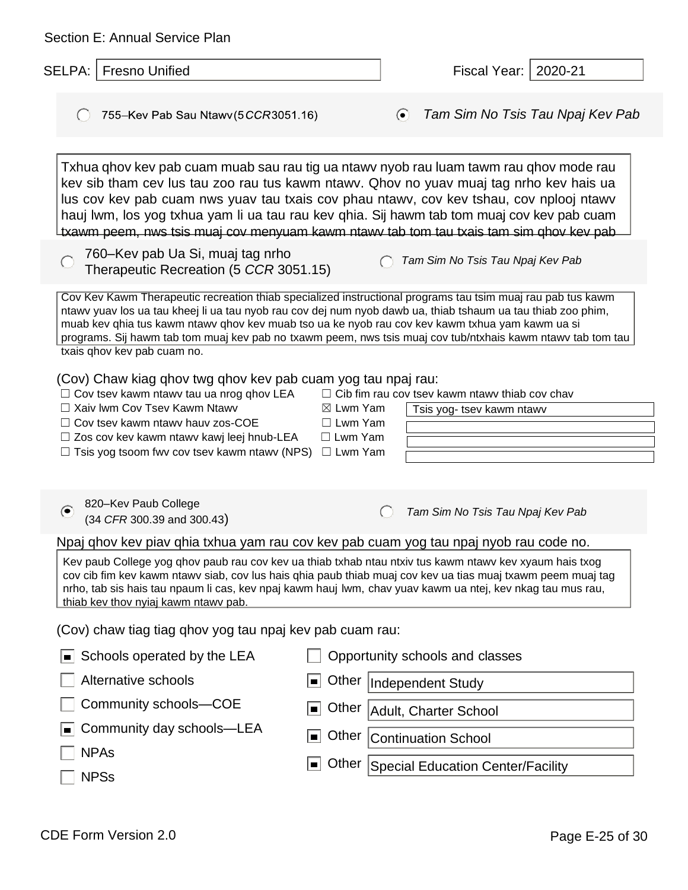Section E: Annual Service Plan

SELPA: Fresno Unified

Fiscal Year: 2020-21

◯ 755–Kev Pab Sau Ntawv (5 *CCR* 3051.16)   ◉ *Tam Sim No Tsis Tau Npaj Kev Pab*

Txhua qhov kev pab cuam muab sau rau tig ua ntawv nyob rau luam tawm rau qhov mode rau kev sib tham cev lus tau zoo rau tus kawm ntawv. Qhov no yuav muaj tag nrho kev hais ua lus cov kev pab cuam nws yuav tau txais cov phau ntawv, cov kev tshau, cov nplooj ntawv hauj lwm, los yog txhua yam li ua tau rau kev qhia. Sij hawm tab tom muaj cov kev pab cuam txawm peem, nws tsis muaj cov menyuam kawm ntawv tab tom tau txais tam sim qhov kev pab

◯ 760–Kev pab Ua Si, muaj tag nrho Therapeutic Recreation (5 *CCR* 3051.15)   ◯ *Tam Sim No Tsis Tau Npaj Kev Pab*

Cov Kev Kawm Therapeutic recreation thiab specialized instructional programs tau tsim muaj rau pab tus kawm ntawv yuav los ua tau kheej li ua tau nyob rau cov dej num nyob dawb ua, thiab tshaum ua tau thiab zoo phim, muab kev qhia tus kawm ntawv qhov kev muab tso ua ke nyob rau cov kev kawm txhua yam kawm ua si programs. Sij hawm tab tom muaj kev pab no txawm peem, nws tsis muaj cov tub/ntxhais kawm ntawv tab tom tau txais qhov kev pab cuam no.

(Cov) Chaw kiag qhov twg qhov kev pab cuam yog tau npaj rau:

- ☐ Cov tsev kawm ntawv tau ua nrog qhov LEA
- ☐ Xaiv lwm Cov Tsev Kawm Ntawv
- ☐ Cov tsev kawm ntawv hauv zos-COE
- ☐ Zos cov kev kawm ntawv kawj leej hnub-LEA
- ☐ Tsis yog tsoom fwv cov tsev kawm ntawv (NPS)
- ☐ Cib fim rau cov tsev kawm ntawv thiab cov chav
- ☒ Lwm Yam: Tsis yog- tsev kawm ntawv
- ☐ Lwm Yam:
- ☐ Lwm Yam:
- ☐ Lwm Yam:

◉ 820–Kev Paub College (34 *CFR* 300.39 and 300.43)   ◯ *Tam Sim No Tsis Tau Npaj Kev Pab*

Npaj qhov kev piav qhia txhua yam rau cov kev pab cuam yog tau npaj nyob rau code no.

Kev paub College yog qhov paub rau cov kev ua thiab txhab ntau ntxiv tus kawm ntawv kev xyaum hais txog cov cib fim kev kawm ntawv siab, cov lus hais qhia paub thiab muaj cov kev ua tias muaj txawm peem muaj tag nrho, tab sis hais tau npaum li cas, kev npaj kawm hauj lwm, chav yuav kawm ua ntej, kev nkag tau mus rau, thiab kev thov nyiaj kawm ntawv pab.

(Cov) chaw tiag tiag qhov yog tau npaj kev pab cuam rau:

- ☑ Schools operated by the LEA
- ☐ Alternative schools
- ☐ Community schools—COE
- ☑ Community day schools—LEA
- ☐ NPAs
- ☐ NPSs
- ☐ Opportunity schools and classes
- ☑ Other: Independent Study
- ☑ Other: Adult, Charter School
- ☑ Other: Continuation School
- ☑ Other: Special Education Center/Facility

CDE Form Version 2.0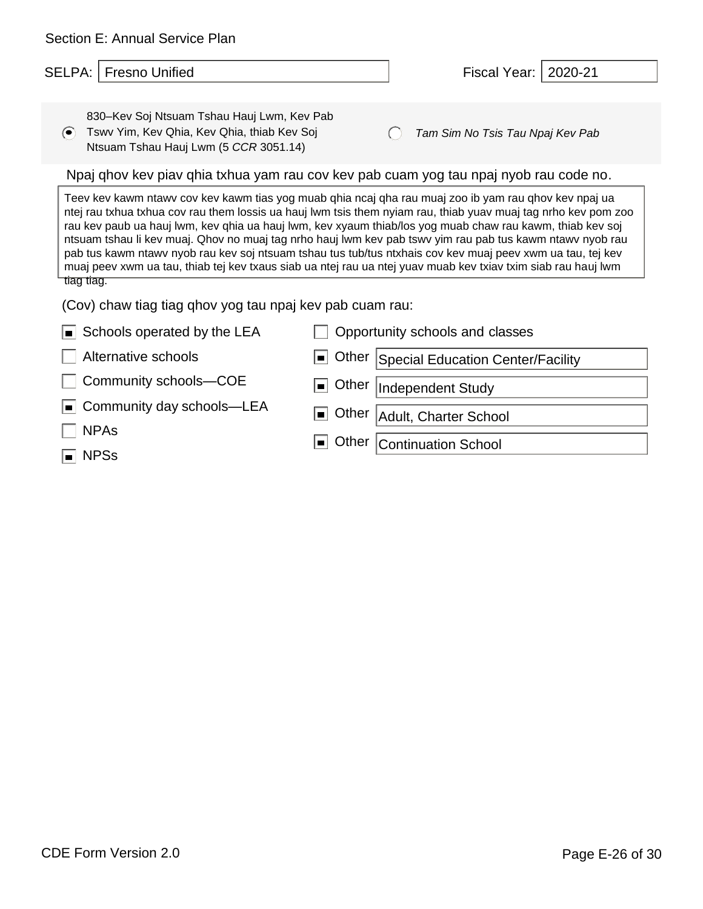Section E: Annual Service Plan

SELPA: Fresno Unified

Fiscal Year: 2020-21

(●) 830–Kev Soj Ntsuam Tshau Hauj Lwm, Kev Pab Tswv Yim, Kev Qhia, Kev Qhia, thiab Kev Soj Ntsuam Tshau Hauj Lwm (5 *CCR* 3051.14)

( ) *Tam Sim No Tsis Tau Npaj Kev Pab*

Npaj qhov kev piav qhia txhua yam rau cov kev pab cuam yog tau npaj nyob rau code no.

Teev kev kawm ntawv cov kev kawm tias yog muab qhia ncaj qha rau muaj zoo ib yam rau qhov kev npaj ua ntej rau txhua txhua cov rau them lossis ua hauj lwm tsis them nyiam rau, thiab yuav muaj tag nrho kev pom zoo rau kev paub ua hauj lwm, kev qhia ua hauj lwm, kev xyaum thiab/los yog muab chaw rau kawm, thiab kev soj ntsuam tshau li kev muaj. Qhov no muaj tag nrho hauj lwm kev pab tswv yim rau pab tus kawm ntawv nyob rau pab tus kawm ntawv nyob rau kev soj ntsuam tshau tus tub/tus ntxhais cov kev muaj peev xwm ua tau, tej kev muaj peev xwm ua tau, thiab tej kev txaus siab ua ntej rau ua ntej yuav muab kev txiav txim siab rau hauj lwm tiag tiag.

(Cov) chaw tiag tiag qhov yog tau npaj kev pab cuam rau:

- [x] Schools operated by the LEA
- [ ] Alternative schools
- [ ] Community schools—COE
- [x] Community day schools—LEA
- [ ] NPAs
- [x] NPSs
- [ ] Opportunity schools and classes
- [x] Other: Special Education Center/Facility
- [x] Other: Independent Study
- [x] Other: Adult, Charter School
- [x] Other: Continuation School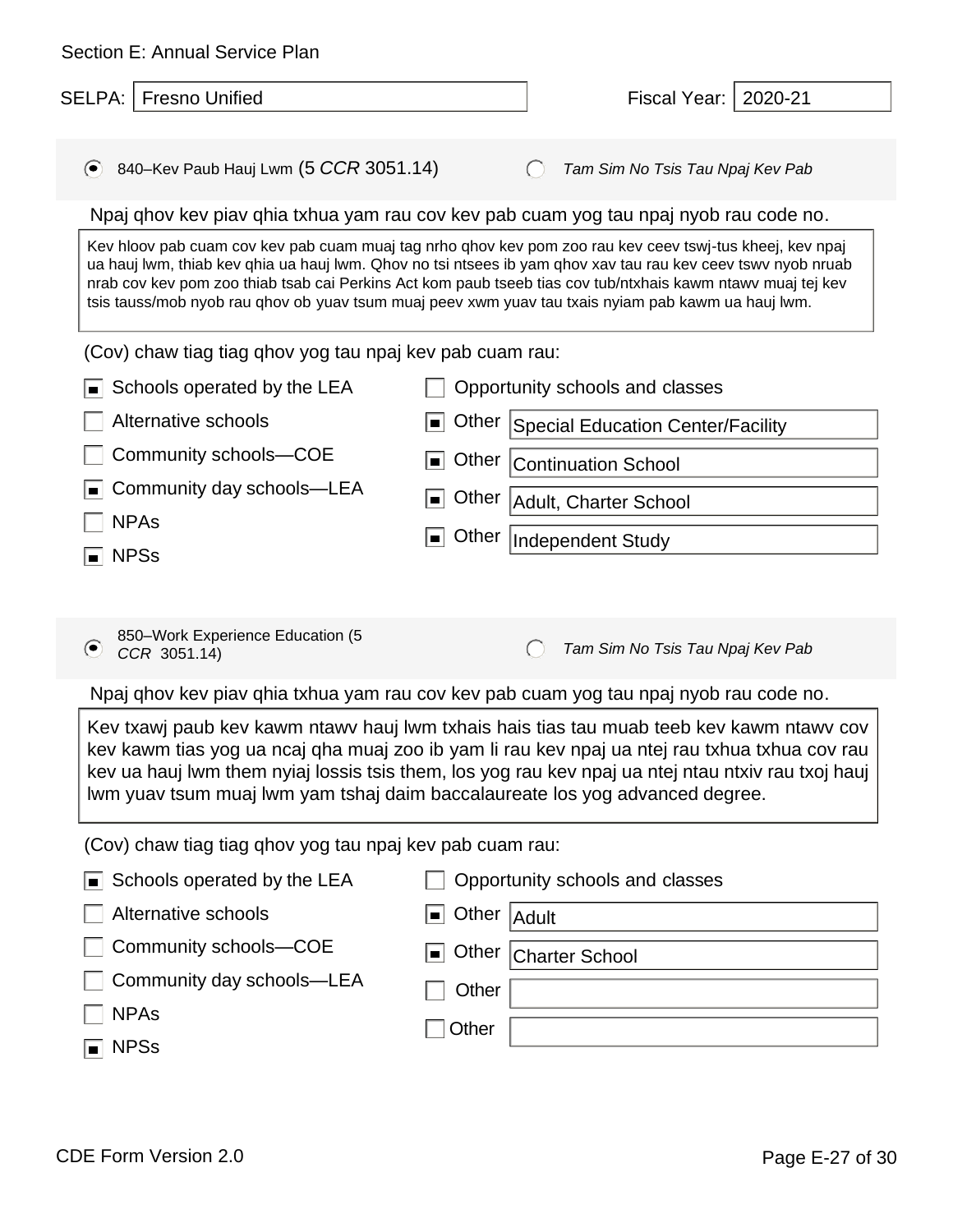Section E: Annual Service Plan

SELPA: Fresno Unified

Fiscal Year: 2020-21

(●) 840–Kev Paub Hauj Lwm (5 *CCR* 3051.14) ( ) *Tam Sim No Tsis Tau Npaj Kev Pab*

Npaj qhov kev piav qhia txhua yam rau cov kev pab cuam yog tau npaj nyob rau code no.

Kev hloov pab cuam cov kev pab cuam muaj tag nrho qhov kev pom zoo rau kev ceev tswj-tus kheej, kev npaj ua hauj lwm, thiab kev qhia ua hauj lwm. Qhov no tsi ntsees ib yam qhov xav tau rau kev ceev tswv nyob nruab nrab cov kev pom zoo thiab tsab cai Perkins Act kom paub tseeb tias cov tub/ntxhais kawm ntawv muaj tej kev tsis tauss/mob nyob rau qhov ob yuav tsum muaj peev xwm yuav tau txais nyiam pab kawm ua hauj lwm.

(Cov) chaw tiag tiag qhov yog tau npaj kev pab cuam rau:

- [x] Schools operated by the LEA
- [ ] Alternative schools
- [ ] Community schools—COE
- [x] Community day schools—LEA
- [ ] NPAs
- [x] NPSs
- [ ] Opportunity schools and classes
- [x] Other: Special Education Center/Facility
- [x] Other: Continuation School
- [x] Other: Adult, Charter School
- [x] Other: Independent Study

(●) 850–Work Experience Education (5 *CCR* 3051.14) ( ) *Tam Sim No Tsis Tau Npaj Kev Pab*

Npaj qhov kev piav qhia txhua yam rau cov kev pab cuam yog tau npaj nyob rau code no.

Kev txawj paub kev kawm ntawv hauj lwm txhais hais tias tau muab teeb kev kawm ntawv cov kev kawm tias yog ua ncaj qha muaj zoo ib yam li rau kev npaj ua ntej rau txhua txhua cov rau kev ua hauj lwm them nyiaj lossis tsis them, los yog rau kev npaj ua ntej ntau ntxiv rau txoj hauj lwm yuav tsum muaj lwm yam tshaj daim baccalaureate los yog advanced degree.

(Cov) chaw tiag tiag qhov yog tau npaj kev pab cuam rau:

- [x] Schools operated by the LEA
- [ ] Alternative schools
- [ ] Community schools—COE
- [ ] Community day schools—LEA
- [ ] NPAs
- [x] NPSs
- [ ] Opportunity schools and classes
- [x] Other: Adult
- [x] Other: Charter School
- [ ] Other:
- [ ] Other:

CDE Form Version 2.0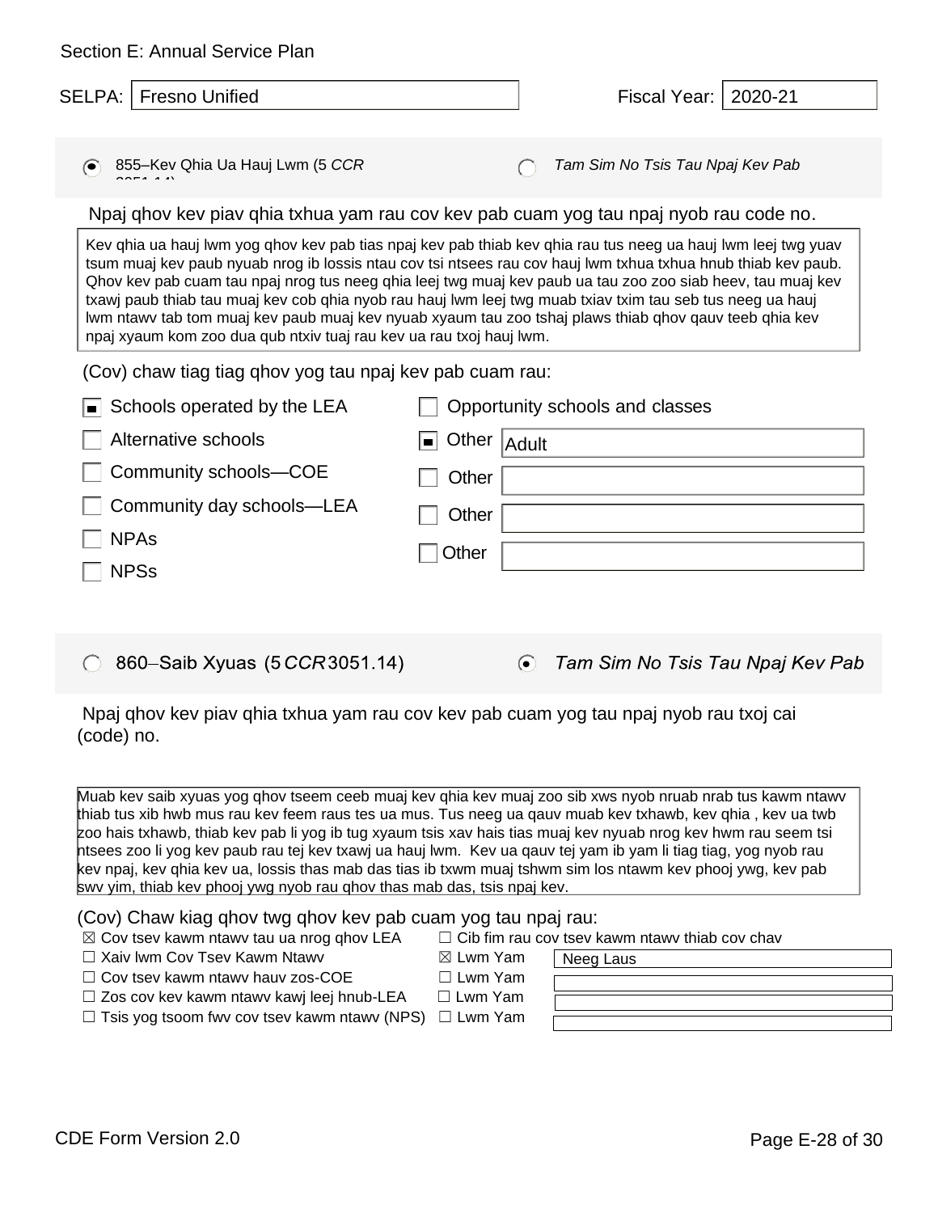Section E: Annual Service Plan

SELPA: Fresno Unified Fiscal Year: 2020-21

◉ 855–Kev Qhia Ua Hauj Lwm (5 *CCR* 3051.14) ○ *Tam Sim No Tsis Tau Npaj Kev Pab*

Npaj qhov kev piav qhia txhua yam rau cov kev pab cuam yog tau npaj nyob rau code no.

Kev qhia ua hauj lwm yog qhov kev pab tias npaj kev pab thiab kev qhia rau tus neeg ua hauj lwm leej twg yuav tsum muaj kev paub nyuab nrog ib lossis ntau cov tsi ntsees rau cov hauj lwm txhua txhua hnub thiab kev paub. Qhov kev pab cuam tau npaj nrog tus neeg qhia leej twg muaj kev paub ua tau zoo zoo siab heev, tau muaj kev txawj paub thiab tau muaj kev cob qhia nyob rau hauj lwm leej twg muab txiav txim tau seb tus neeg ua hauj lwm ntawv tab tom muaj kev paub muaj kev nyuab xyaum tau zoo tshaj plaws thiab qhov qauv teeb qhia kev npaj xyaum kom zoo dua qub ntxiv tuaj rau kev ua rau txoj hauj lwm.

(Cov) chaw tiag tiag qhov yog tau npaj kev pab cuam rau:

- ☒ Schools operated by the LEA
- ☐ Alternative schools
- ☐ Community schools—COE
- ☐ Community day schools—LEA
- ☐ NPAs
- ☐ NPSs
- ☐ Opportunity schools and classes
- ☒ Other: Adult
- ☐ Other:
- ☐ Other:
- ☐ Other:

○ 860–Saib Xyuas (5 *CCR* 3051.14) ◉ *Tam Sim No Tsis Tau Npaj Kev Pab*

Npaj qhov kev piav qhia txhua yam rau cov kev pab cuam yog tau npaj nyob rau txoj cai (code) no.

Muab kev saib xyuas yog qhov tseem ceeb muaj kev qhia kev muaj zoo sib xws nyob nruab nrab tus kawm ntawv thiab tus xib hwb mus rau kev feem raus tes ua mus. Tus neeg ua qauv muab kev txhawb, kev qhia , kev ua twb zoo hais txhawb, thiab kev pab li yog ib tug xyaum tsis xav hais tias muaj kev nyuab nrog kev hwm rau seem tsi ntsees zoo li yog kev paub rau tej kev txawj ua hauj lwm. Kev ua qauv tej yam ib yam li tiag tiag, yog nyob rau kev npaj, kev qhia kev ua, lossis thas mab das tias ib txwm muaj tshwm sim los ntawm kev phooj ywg, kev pab swv yim, thiab kev phooj ywg nyob rau qhov thas mab das, tsis npaj kev.

(Cov) Chaw kiag qhov twg qhov kev pab cuam yog tau npaj rau:

- ☒ Cov tsev kawm ntawv tau ua nrog qhov LEA
- ☐ Xaiv lwm Cov Tsev Kawm Ntawv
- ☐ Cov tsev kawm ntawv hauv zos-COE
- ☐ Zos cov kev kawm ntawv kawj leej hnub-LEA
- ☐ Tsis yog tsoom fwv cov tsev kawm ntawv (NPS)
- ☐ Cib fim rau cov tsev kawm ntawv thiab cov chav
- ☒ Lwm Yam: Neeg Laus
- ☐ Lwm Yam:
- ☐ Lwm Yam:
- ☐ Lwm Yam:

CDE Form Version 2.0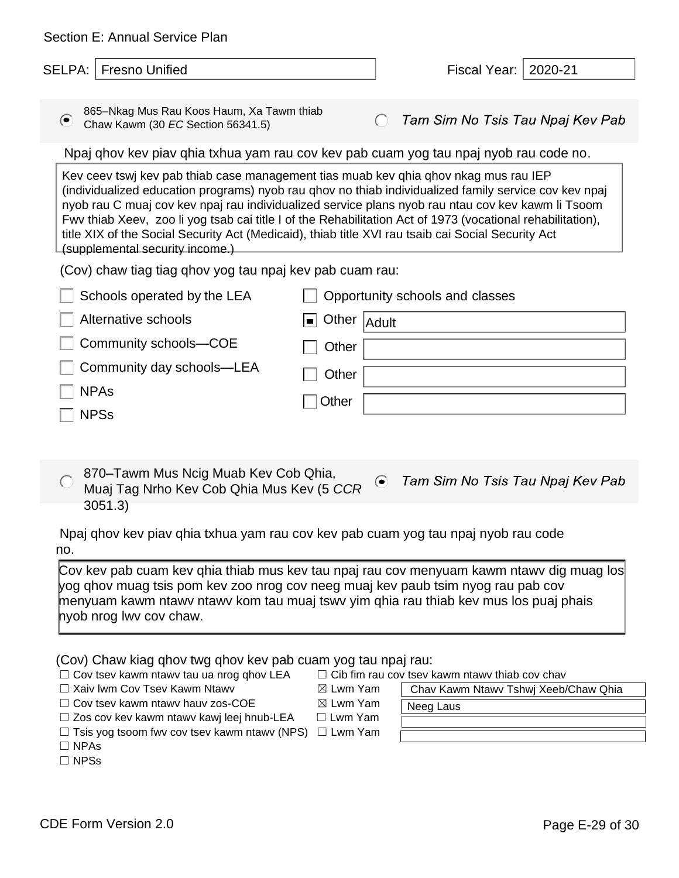Section E: Annual Service Plan

SELPA: Fresno Unified

Fiscal Year: 2020-21

◉ 865–Nkag Mus Rau Koos Haum, Xa Tawm thiab Chaw Kawm (30 *EC* Section 56341.5)

○ *Tam Sim No Tsis Tau Npaj Kev Pab*

Npaj qhov kev piav qhia txhua yam rau cov kev pab cuam yog tau npaj nyob rau code no.

Kev ceev tswj kev pab thiab case management tias muab kev qhia qhov nkag mus rau IEP (individualized education programs) nyob rau qhov no thiab individualized family service cov kev npaj nyob rau C muaj cov kev npaj rau individualized service plans nyob rau ntau cov kev kawm li Tsoom Fwv thiab Xeev, zoo li yog tsab cai title I of the Rehabilitation Act of 1973 (vocational rehabilitation), title XIX of the Social Security Act (Medicaid), thiab title XVI rau tsaib cai Social Security Act (supplemental security income.)

(Cov) chaw tiag tiag qhov yog tau npaj kev pab cuam rau:

- ☐ Schools operated by the LEA
- ☐ Alternative schools
- ☐ Community schools—COE
- ☐ Community day schools—LEA
- ☐ NPAs
- ☐ NPSs
- ☐ Opportunity schools and classes
- ☒ Other: Adult
- ☐ Other:
- ☐ Other:
- ☐ Other:

○ 870–Tawm Mus Ncig Muab Kev Cob Qhia, Muaj Tag Nrho Kev Cob Qhia Mus Kev (5 *CCR* 3051.3)

◉ *Tam Sim No Tsis Tau Npaj Kev Pab*

Npaj qhov kev piav qhia txhua yam rau cov kev pab cuam yog tau npaj nyob rau code no.

Cov kev pab cuam kev qhia thiab mus kev tau npaj rau cov menyuam kawm ntawv dig muag los yog qhov muag tsis pom kev zoo nrog cov neeg muaj kev paub tsim nyog rau pab cov menyuam kawm ntawv ntawv kom tau muaj tswv yim qhia rau thiab kev mus los puaj phais nyob nrog lwv cov chaw.

(Cov) Chaw kiag qhov twg qhov kev pab cuam yog tau npaj rau:

- ☐ Cov tsev kawm ntawv tau ua nrog qhov LEA
- ☐ Xaiv lwm Cov Tsev Kawm Ntawv
- ☐ Cov tsev kawm ntawv hauv zos-COE
- ☐ Zos cov kev kawm ntawv kawj leej hnub-LEA
- ☐ Tsis yog tsoom fwv cov tsev kawm ntawv (NPS)
- ☐ NPAs
- ☐ NPSs
- ☐ Cib fim rau cov tsev kawm ntawv thiab cov chav
- ☒ Lwm Yam: Chav Kawm Ntawv Tshwj Xeeb/Chaw Qhia
- ☒ Lwm Yam: Neeg Laus
- ☐ Lwm Yam:
- ☐ Lwm Yam:

CDE Form Version 2.0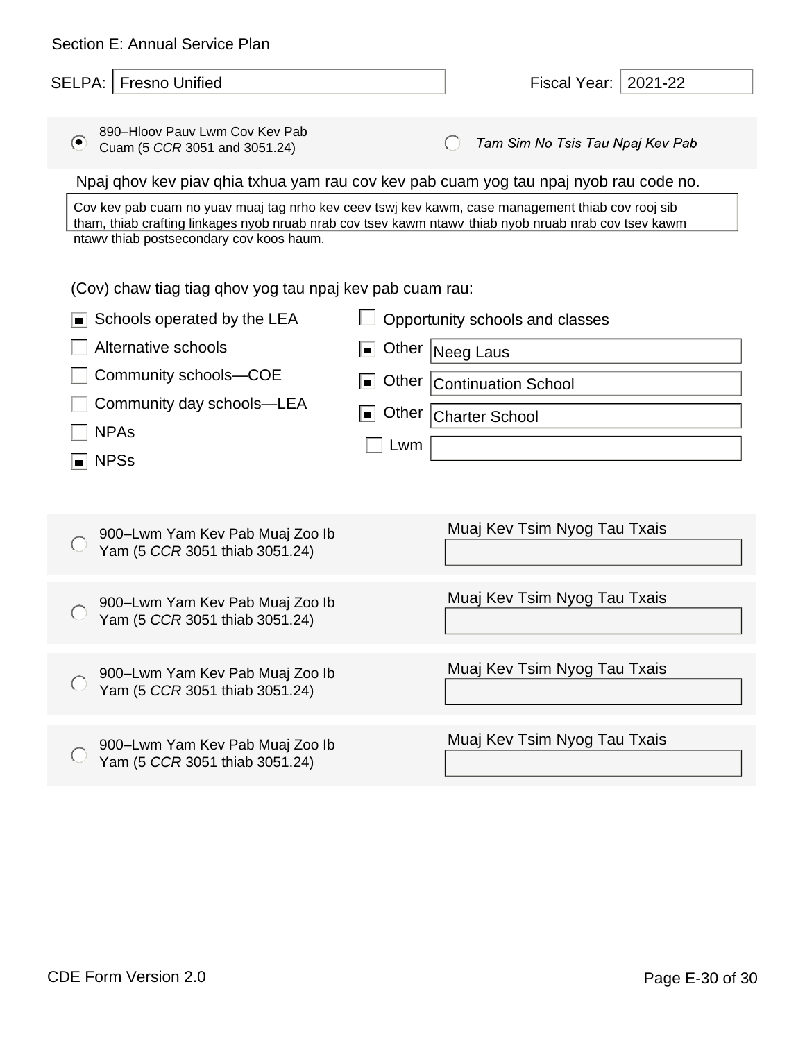Section E: Annual Service Plan

SELPA: Fresno Unified

Fiscal Year: 2021-22

(•) 890–Hloov Pauv Lwm Cov Kev Pab Cuam (5 *CCR* 3051 and 3051.24)

( ) *Tam Sim No Tsis Tau Npaj Kev Pab*

Npaj qhov kev piav qhia txhua yam rau cov kev pab cuam yog tau npaj nyob rau code no.

Cov kev pab cuam no yuav muaj tag nrho kev ceev tswj kev kawm, case management thiab cov rooj sib tham, thiab crafting linkages nyob nruab nrab cov tsev kawm ntawv thiab nyob nruab nrab cov tsev kawm ntawv thiab postsecondary cov koos haum.

(Cov) chaw tiag tiag qhov yog tau npaj kev pab cuam rau:

- [x] Schools operated by the LEA
- [ ] Alternative schools
- [ ] Community schools—COE
- [ ] Community day schools—LEA
- [ ] NPAs
- [x] NPSs
- [ ] Opportunity schools and classes
- [x] Other: Neeg Laus
- [x] Other: Continuation School
- [x] Other: Charter School
- [ ] Lwm:

( ) 900–Lwm Yam Kev Pab Muaj Zoo Ib Yam (5 *CCR* 3051 thiab 3051.24)

Muaj Kev Tsim Nyog Tau Txais:

( ) 900–Lwm Yam Kev Pab Muaj Zoo Ib Yam (5 *CCR* 3051 thiab 3051.24)

Muaj Kev Tsim Nyog Tau Txais:

( ) 900–Lwm Yam Kev Pab Muaj Zoo Ib Yam (5 *CCR* 3051 thiab 3051.24)

Muaj Kev Tsim Nyog Tau Txais:

( ) 900–Lwm Yam Kev Pab Muaj Zoo Ib Yam (5 *CCR* 3051 thiab 3051.24)

Muaj Kev Tsim Nyog Tau Txais:

CDE Form Version 2.0